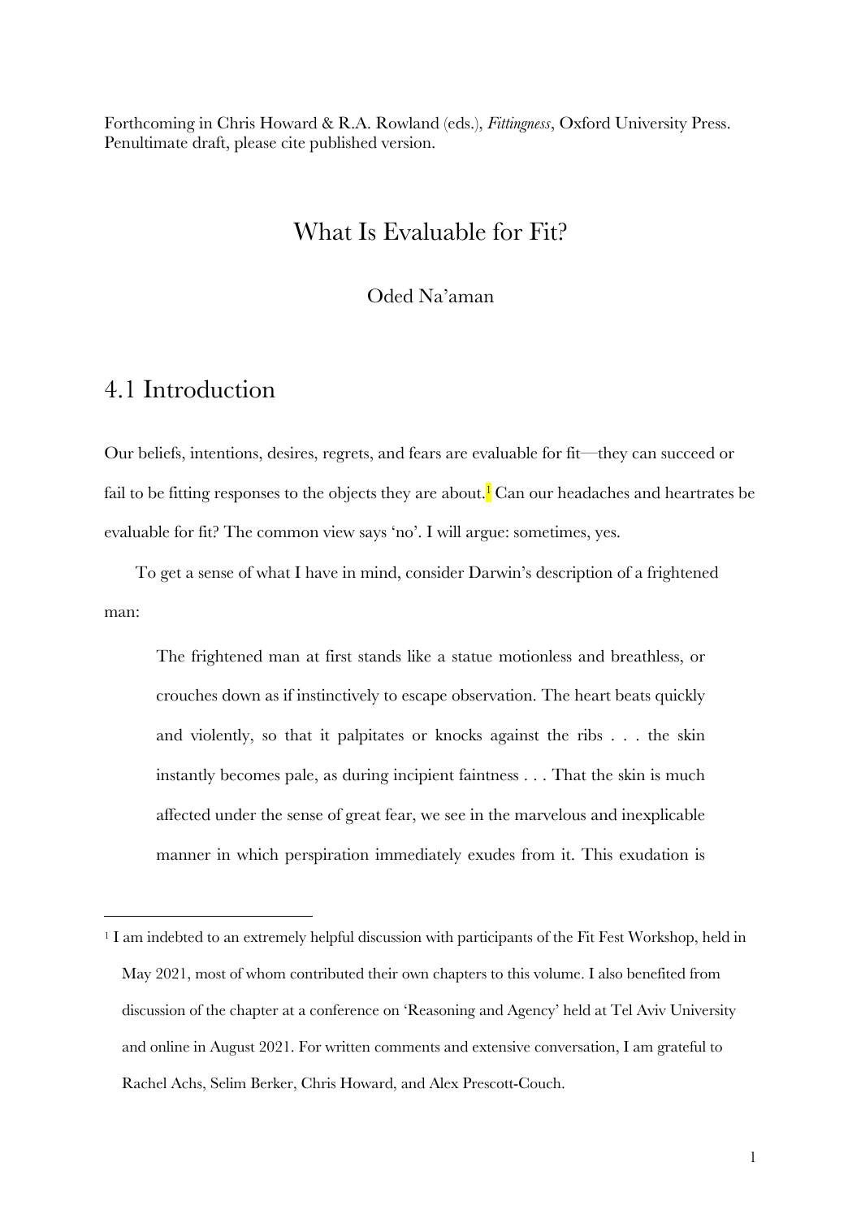Forthcoming in Chris Howard & R.A. Rowland (eds.), *Fittingness*, Oxford University Press. Penultimate draft, please cite published version.

# What Is Evaluable for Fit?

Oded Na'aman

## 4.1 Introduction

Our beliefs, intentions, desires, regrets, and fears are evaluable for fit—they can succeed or fail to be fitting responses to the objects they are about.[1] Can our headaches and heartrates be evaluable for fit? The common view says 'no'. I will argue: sometimes, yes.

To get a sense of what I have in mind, consider Darwin's description of a frightened man:

> The frightened man at first stands like a statue motionless and breathless, or crouches down as if instinctively to escape observation. The heart beats quickly and violently, so that it palpitates or knocks against the ribs . . . the skin instantly becomes pale, as during incipient faintness . . . That the skin is much affected under the sense of great fear, we see in the marvelous and inexplicable manner in which perspiration immediately exudes from it. This exudation is

[1] I am indebted to an extremely helpful discussion with participants of the Fit Fest Workshop, held in May 2021, most of whom contributed their own chapters to this volume. I also benefited from discussion of the chapter at a conference on 'Reasoning and Agency' held at Tel Aviv University and online in August 2021. For written comments and extensive conversation, I am grateful to Rachel Achs, Selim Berker, Chris Howard, and Alex Prescott-Couch.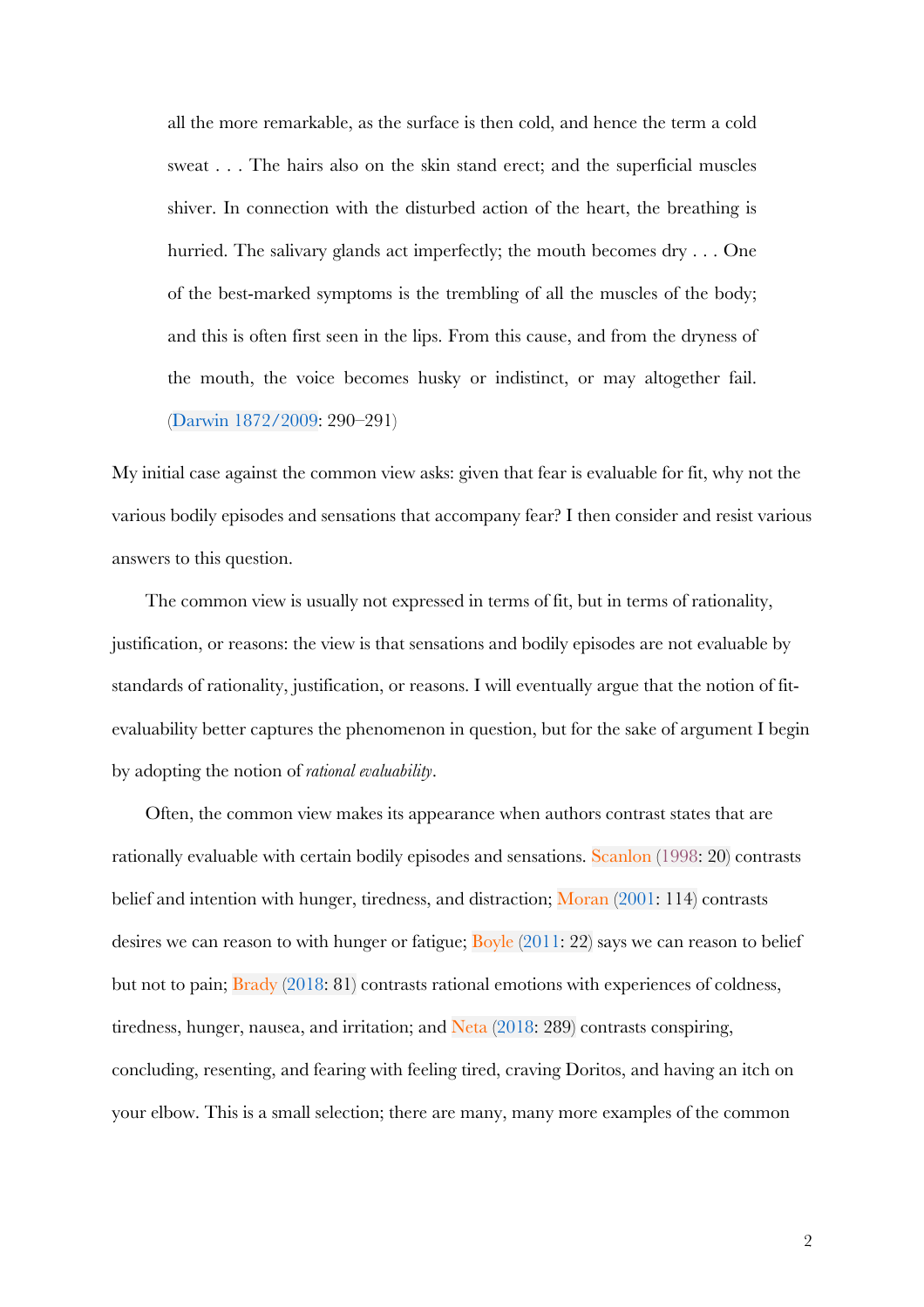> all the more remarkable, as the surface is then cold, and hence the term a cold sweat . . . The hairs also on the skin stand erect; and the superficial muscles shiver. In connection with the disturbed action of the heart, the breathing is hurried. The salivary glands act imperfectly; the mouth becomes dry . . . One of the best-marked symptoms is the trembling of all the muscles of the body; and this is often first seen in the lips. From this cause, and from the dryness of the mouth, the voice becomes husky or indistinct, or may altogether fail. (Darwin 1872/2009: 290–291)

My initial case against the common view asks: given that fear is evaluable for fit, why not the various bodily episodes and sensations that accompany fear? I then consider and resist various answers to this question.

The common view is usually not expressed in terms of fit, but in terms of rationality, justification, or reasons: the view is that sensations and bodily episodes are not evaluable by standards of rationality, justification, or reasons. I will eventually argue that the notion of fit-evaluability better captures the phenomenon in question, but for the sake of argument I begin by adopting the notion of *rational evaluability*.

Often, the common view makes its appearance when authors contrast states that are rationally evaluable with certain bodily episodes and sensations. Scanlon (1998: 20) contrasts belief and intention with hunger, tiredness, and distraction; Moran (2001: 114) contrasts desires we can reason to with hunger or fatigue; Boyle (2011: 22) says we can reason to belief but not to pain; Brady (2018: 81) contrasts rational emotions with experiences of coldness, tiredness, hunger, nausea, and irritation; and Neta (2018: 289) contrasts conspiring, concluding, resenting, and fearing with feeling tired, craving Doritos, and having an itch on your elbow. This is a small selection; there are many, many more examples of the common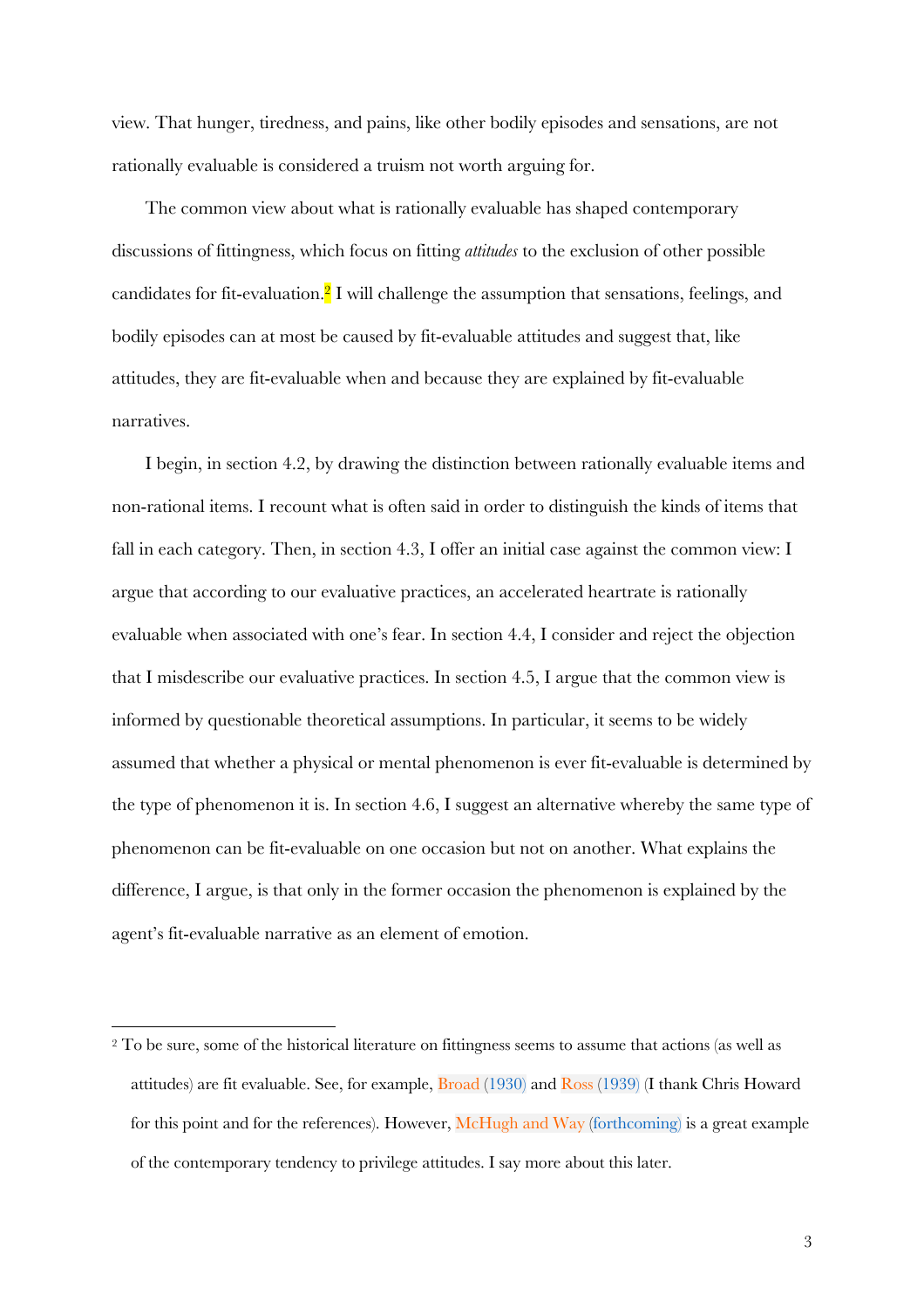view. That hunger, tiredness, and pains, like other bodily episodes and sensations, are not rationally evaluable is considered a truism not worth arguing for.

The common view about what is rationally evaluable has shaped contemporary discussions of fittingness, which focus on fitting *attitudes* to the exclusion of other possible candidates for fit-evaluation.[2] I will challenge the assumption that sensations, feelings, and bodily episodes can at most be caused by fit-evaluable attitudes and suggest that, like attitudes, they are fit-evaluable when and because they are explained by fit-evaluable narratives.

I begin, in section 4.2, by drawing the distinction between rationally evaluable items and non-rational items. I recount what is often said in order to distinguish the kinds of items that fall in each category. Then, in section 4.3, I offer an initial case against the common view: I argue that according to our evaluative practices, an accelerated heartrate is rationally evaluable when associated with one's fear. In section 4.4, I consider and reject the objection that I misdescribe our evaluative practices. In section 4.5, I argue that the common view is informed by questionable theoretical assumptions. In particular, it seems to be widely assumed that whether a physical or mental phenomenon is ever fit-evaluable is determined by the type of phenomenon it is. In section 4.6, I suggest an alternative whereby the same type of phenomenon can be fit-evaluable on one occasion but not on another. What explains the difference, I argue, is that only in the former occasion the phenomenon is explained by the agent's fit-evaluable narrative as an element of emotion.

---

[2] To be sure, some of the historical literature on fittingness seems to assume that actions (as well as attitudes) are fit evaluable. See, for example, Broad (1930) and Ross (1939) (I thank Chris Howard for this point and for the references). However, McHugh and Way (forthcoming) is a great example of the contemporary tendency to privilege attitudes. I say more about this later.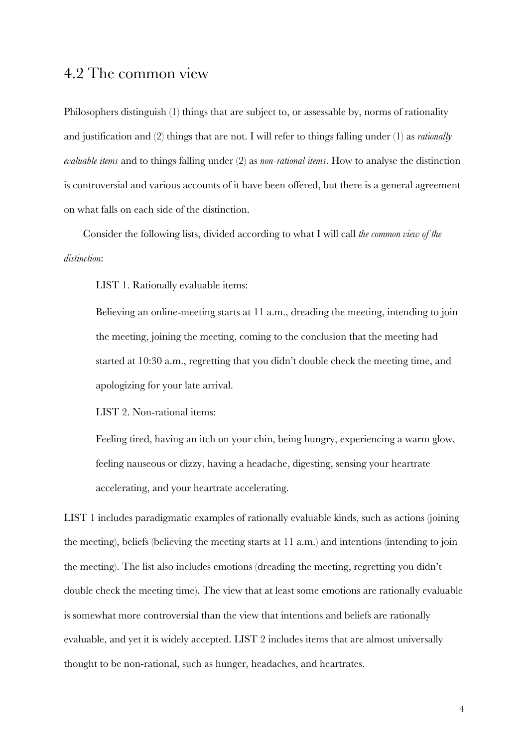## 4.2 The common view

Philosophers distinguish (1) things that are subject to, or assessable by, norms of rationality and justification and (2) things that are not. I will refer to things falling under (1) as *rationally evaluable items* and to things falling under (2) as *non-rational items*. How to analyse the distinction is controversial and various accounts of it have been offered, but there is a general agreement on what falls on each side of the distinction.

Consider the following lists, divided according to what I will call *the common view of the distinction*:

> LIST 1. Rationally evaluable items:
>
> Believing an online-meeting starts at 11 a.m., dreading the meeting, intending to join the meeting, joining the meeting, coming to the conclusion that the meeting had started at 10:30 a.m., regretting that you didn't double check the meeting time, and apologizing for your late arrival.
>
> LIST 2. Non-rational items:
>
> Feeling tired, having an itch on your chin, being hungry, experiencing a warm glow, feeling nauseous or dizzy, having a headache, digesting, sensing your heartrate accelerating, and your heartrate accelerating.

LIST 1 includes paradigmatic examples of rationally evaluable kinds, such as actions (joining the meeting), beliefs (believing the meeting starts at 11 a.m.) and intentions (intending to join the meeting). The list also includes emotions (dreading the meeting, regretting you didn't double check the meeting time). The view that at least some emotions are rationally evaluable is somewhat more controversial than the view that intentions and beliefs are rationally evaluable, and yet it is widely accepted. LIST 2 includes items that are almost universally thought to be non-rational, such as hunger, headaches, and heartrates.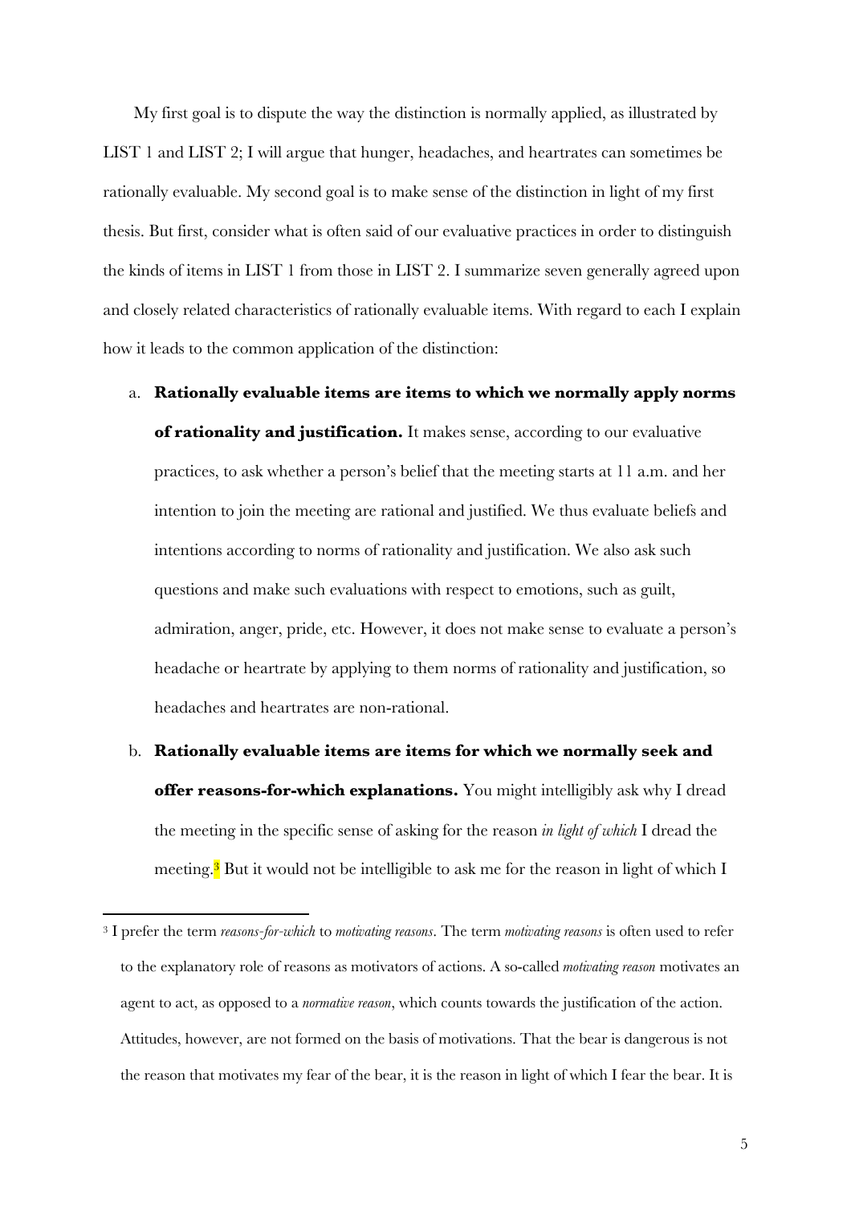My first goal is to dispute the way the distinction is normally applied, as illustrated by LIST 1 and LIST 2; I will argue that hunger, headaches, and heartrates can sometimes be rationally evaluable. My second goal is to make sense of the distinction in light of my first thesis. But first, consider what is often said of our evaluative practices in order to distinguish the kinds of items in LIST 1 from those in LIST 2. I summarize seven generally agreed upon and closely related characteristics of rationally evaluable items. With regard to each I explain how it leads to the common application of the distinction:

a. **Rationally evaluable items are items to which we normally apply norms of rationality and justification.** It makes sense, according to our evaluative practices, to ask whether a person's belief that the meeting starts at 11 a.m. and her intention to join the meeting are rational and justified. We thus evaluate beliefs and intentions according to norms of rationality and justification. We also ask such questions and make such evaluations with respect to emotions, such as guilt, admiration, anger, pride, etc. However, it does not make sense to evaluate a person's headache or heartrate by applying to them norms of rationality and justification, so headaches and heartrates are non-rational.

b. **Rationally evaluable items are items for which we normally seek and offer reasons-for-which explanations.** You might intelligibly ask why I dread the meeting in the specific sense of asking for the reason *in light of which* I dread the meeting.[3] But it would not be intelligible to ask me for the reason in light of which I

---

[3] I prefer the term *reasons-for-which* to *motivating reasons*. The term *motivating reasons* is often used to refer to the explanatory role of reasons as motivators of actions. A so-called *motivating reason* motivates an agent to act, as opposed to a *normative reason*, which counts towards the justification of the action. Attitudes, however, are not formed on the basis of motivations. That the bear is dangerous is not the reason that motivates my fear of the bear, it is the reason in light of which I fear the bear. It is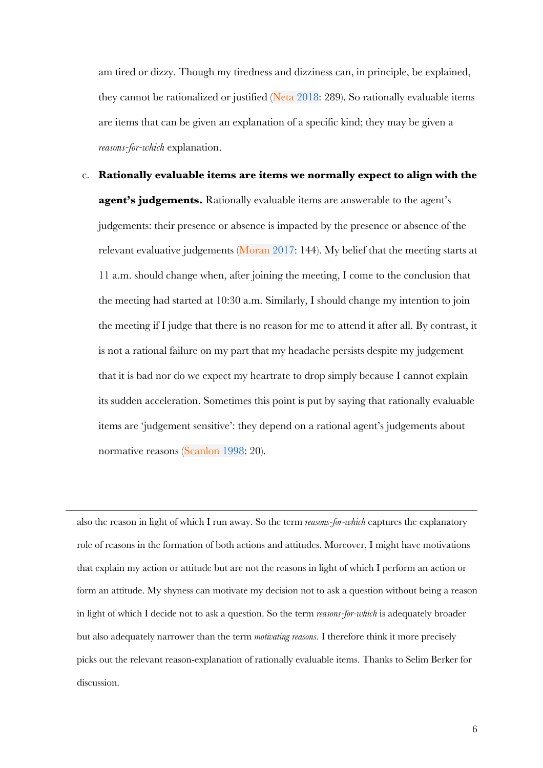am tired or dizzy. Though my tiredness and dizziness can, in principle, be explained, they cannot be rationalized or justified (Neta 2018: 289). So rationally evaluable items are items that can be given an explanation of a specific kind; they may be given a *reasons-for-which* explanation.

c. **Rationally evaluable items are items we normally expect to align with the agent's judgements.** Rationally evaluable items are answerable to the agent's judgements: their presence or absence is impacted by the presence or absence of the relevant evaluative judgements (Moran 2017: 144). My belief that the meeting starts at 11 a.m. should change when, after joining the meeting, I come to the conclusion that the meeting had started at 10:30 a.m. Similarly, I should change my intention to join the meeting if I judge that there is no reason for me to attend it after all. By contrast, it is not a rational failure on my part that my headache persists despite my judgement that it is bad nor do we expect my heartrate to drop simply because I cannot explain its sudden acceleration. Sometimes this point is put by saying that rationally evaluable items are 'judgement sensitive': they depend on a rational agent's judgements about normative reasons (Scanlon 1998: 20).

---

also the reason in light of which I run away. So the term *reasons-for-which* captures the explanatory role of reasons in the formation of both actions and attitudes. Moreover, I might have motivations that explain my action or attitude but are not the reasons in light of which I perform an action or form an attitude. My shyness can motivate my decision not to ask a question without being a reason in light of which I decide not to ask a question. So the term *reasons-for-which* is adequately broader but also adequately narrower than the term *motivating reasons*. I therefore think it more precisely picks out the relevant reason-explanation of rationally evaluable items. Thanks to Selim Berker for discussion.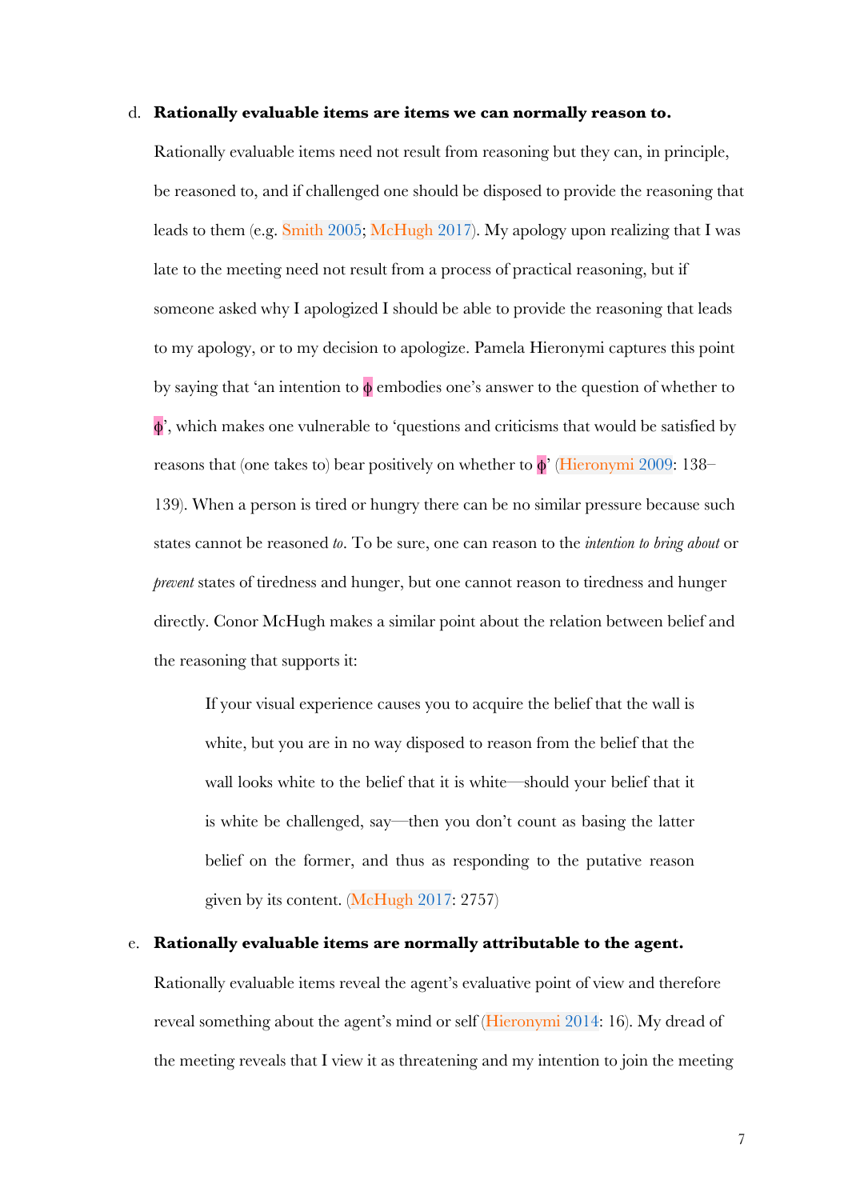d. **Rationally evaluable items are items we can normally reason to.**

Rationally evaluable items need not result from reasoning but they can, in principle, be reasoned to, and if challenged one should be disposed to provide the reasoning that leads to them (e.g. Smith 2005; McHugh 2017). My apology upon realizing that I was late to the meeting need not result from a process of practical reasoning, but if someone asked why I apologized I should be able to provide the reasoning that leads to my apology, or to my decision to apologize. Pamela Hieronymi captures this point by saying that 'an intention to $\phi$ embodies one's answer to the question of whether to $\phi$', which makes one vulnerable to 'questions and criticisms that would be satisfied by reasons that (one takes to) bear positively on whether to $\phi$' (Hieronymi 2009: 138–139). When a person is tired or hungry there can be no similar pressure because such states cannot be reasoned *to*. To be sure, one can reason to the *intention to bring about* or *prevent* states of tiredness and hunger, but one cannot reason to tiredness and hunger directly. Conor McHugh makes a similar point about the relation between belief and the reasoning that supports it:

> If your visual experience causes you to acquire the belief that the wall is white, but you are in no way disposed to reason from the belief that the wall looks white to the belief that it is white—should your belief that it is white be challenged, say—then you don't count as basing the latter belief on the former, and thus as responding to the putative reason given by its content. (McHugh 2017: 2757)

e. **Rationally evaluable items are normally attributable to the agent.**

Rationally evaluable items reveal the agent's evaluative point of view and therefore reveal something about the agent's mind or self (Hieronymi 2014: 16). My dread of the meeting reveals that I view it as threatening and my intention to join the meeting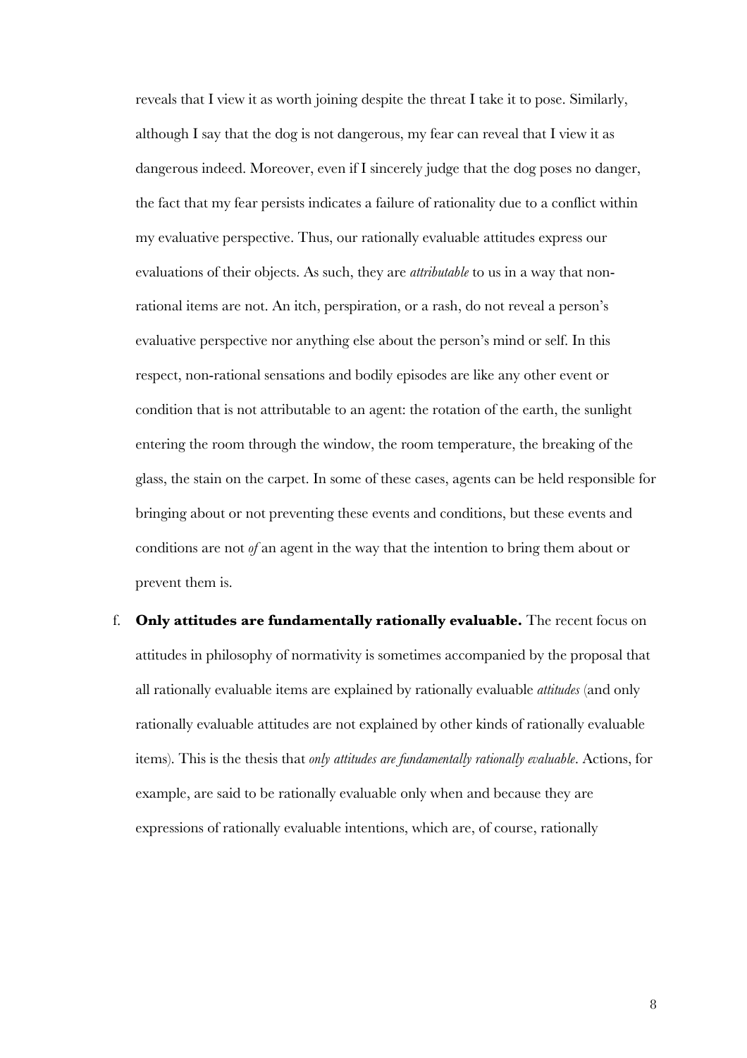reveals that I view it as worth joining despite the threat I take it to pose. Similarly, although I say that the dog is not dangerous, my fear can reveal that I view it as dangerous indeed. Moreover, even if I sincerely judge that the dog poses no danger, the fact that my fear persists indicates a failure of rationality due to a conflict within my evaluative perspective. Thus, our rationally evaluable attitudes express our evaluations of their objects. As such, they are *attributable* to us in a way that non-rational items are not. An itch, perspiration, or a rash, do not reveal a person's evaluative perspective nor anything else about the person's mind or self. In this respect, non-rational sensations and bodily episodes are like any other event or condition that is not attributable to an agent: the rotation of the earth, the sunlight entering the room through the window, the room temperature, the breaking of the glass, the stain on the carpet. In some of these cases, agents can be held responsible for bringing about or not preventing these events and conditions, but these events and conditions are not *of* an agent in the way that the intention to bring them about or prevent them is.

f. **Only attitudes are fundamentally rationally evaluable.** The recent focus on attitudes in philosophy of normativity is sometimes accompanied by the proposal that all rationally evaluable items are explained by rationally evaluable *attitudes* (and only rationally evaluable attitudes are not explained by other kinds of rationally evaluable items). This is the thesis that *only attitudes are fundamentally rationally evaluable*. Actions, for example, are said to be rationally evaluable only when and because they are expressions of rationally evaluable intentions, which are, of course, rationally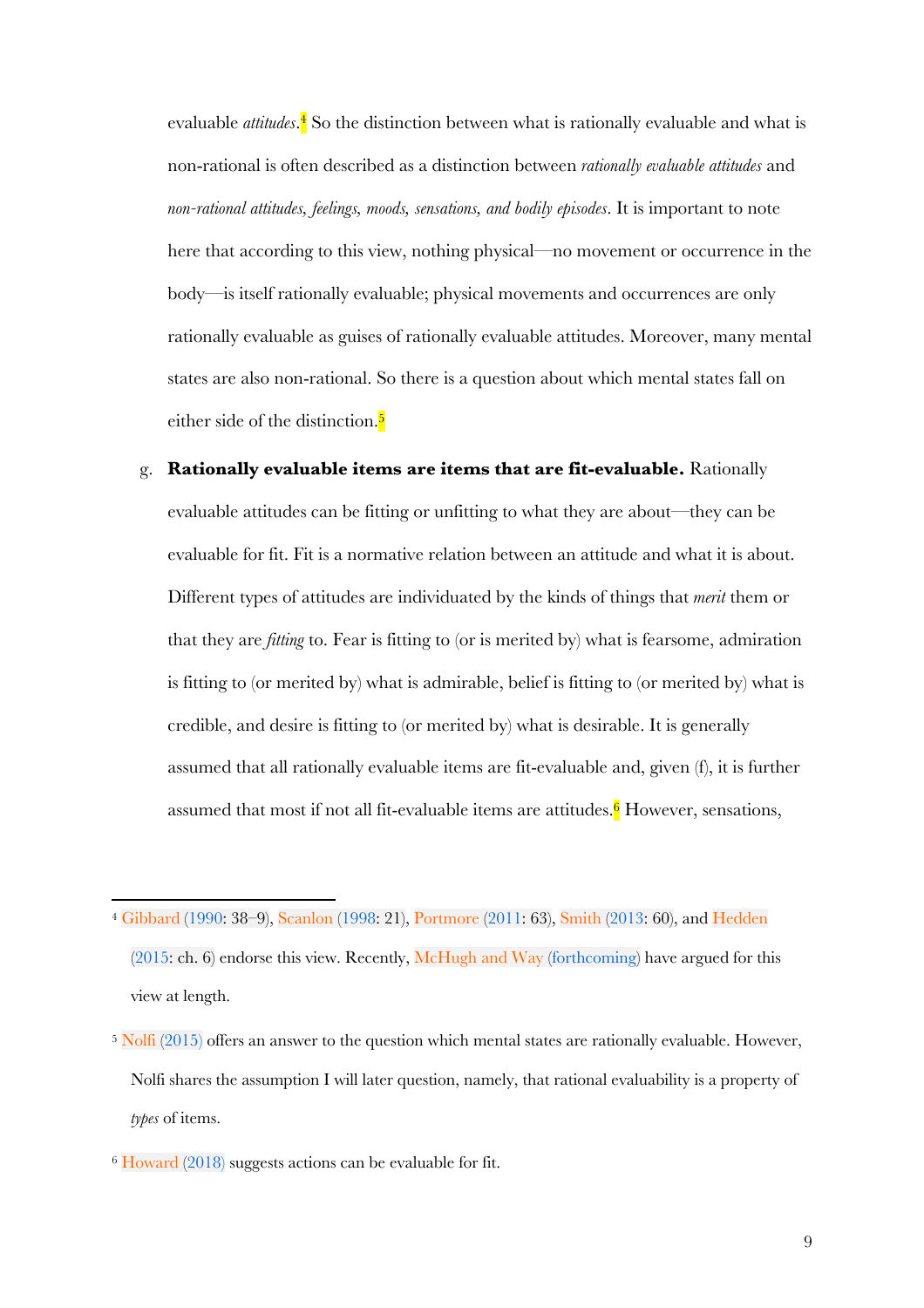evaluable *attitudes*.[4] So the distinction between what is rationally evaluable and what is non-rational is often described as a distinction between *rationally evaluable attitudes* and *non-rational attitudes, feelings, moods, sensations, and bodily episodes*. It is important to note here that according to this view, nothing physical—no movement or occurrence in the body—is itself rationally evaluable; physical movements and occurrences are only rationally evaluable as guises of rationally evaluable attitudes. Moreover, many mental states are also non-rational. So there is a question about which mental states fall on either side of the distinction.[5]

g. **Rationally evaluable items are items that are fit-evaluable.** Rationally evaluable attitudes can be fitting or unfitting to what they are about—they can be evaluable for fit. Fit is a normative relation between an attitude and what it is about. Different types of attitudes are individuated by the kinds of things that *merit* them or that they are *fitting* to. Fear is fitting to (or is merited by) what is fearsome, admiration is fitting to (or merited by) what is admirable, belief is fitting to (or merited by) what is credible, and desire is fitting to (or merited by) what is desirable. It is generally assumed that all rationally evaluable items are fit-evaluable and, given (f), it is further assumed that most if not all fit-evaluable items are attitudes.[6] However, sensations,

---

[4] Gibbard (1990: 38–9), Scanlon (1998: 21), Portmore (2011: 63), Smith (2013: 60), and Hedden (2015: ch. 6) endorse this view. Recently, McHugh and Way (forthcoming) have argued for this view at length.

[5] Nolfi (2015) offers an answer to the question which mental states are rationally evaluable. However, Nolfi shares the assumption I will later question, namely, that rational evaluability is a property of *types* of items.

[6] Howard (2018) suggests actions can be evaluable for fit.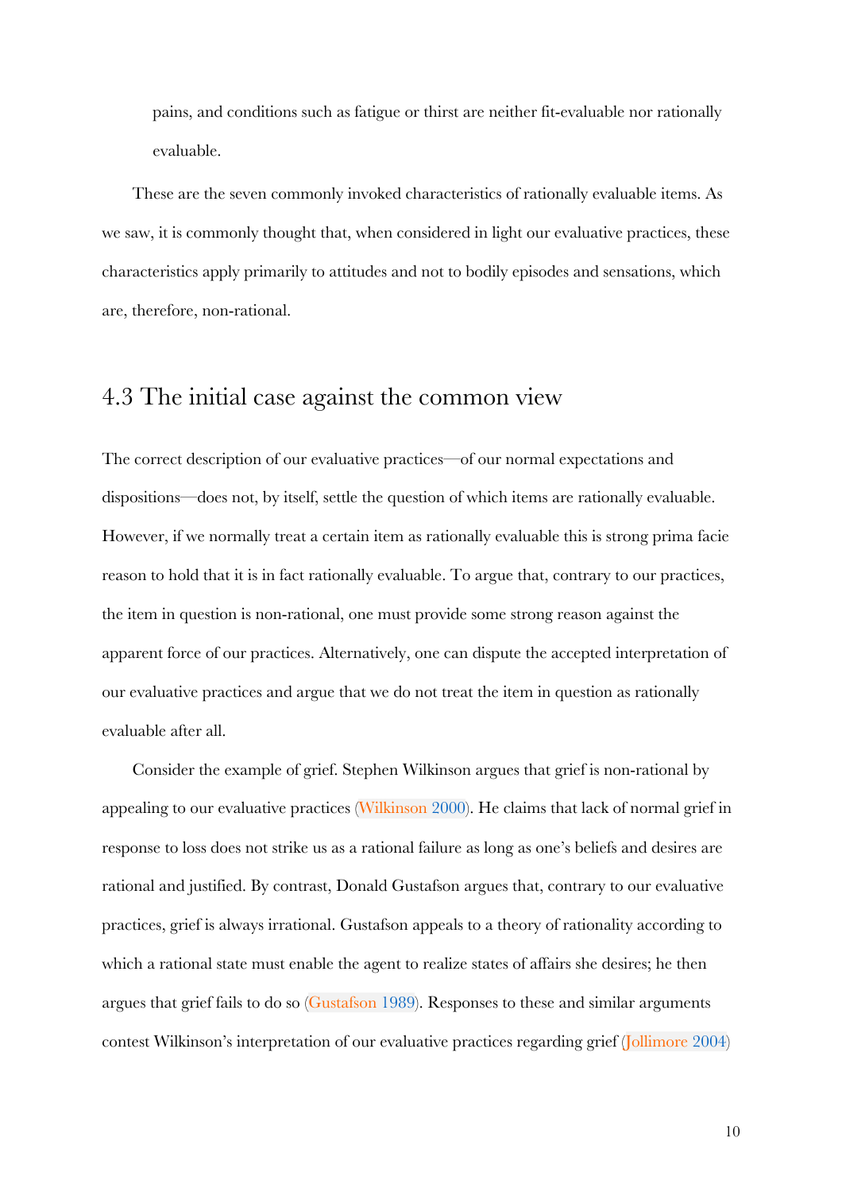pains, and conditions such as fatigue or thirst are neither fit-evaluable nor rationally evaluable.

These are the seven commonly invoked characteristics of rationally evaluable items. As we saw, it is commonly thought that, when considered in light our evaluative practices, these characteristics apply primarily to attitudes and not to bodily episodes and sensations, which are, therefore, non-rational.

## 4.3 The initial case against the common view

The correct description of our evaluative practices—of our normal expectations and dispositions—does not, by itself, settle the question of which items are rationally evaluable. However, if we normally treat a certain item as rationally evaluable this is strong prima facie reason to hold that it is in fact rationally evaluable. To argue that, contrary to our practices, the item in question is non-rational, one must provide some strong reason against the apparent force of our practices. Alternatively, one can dispute the accepted interpretation of our evaluative practices and argue that we do not treat the item in question as rationally evaluable after all.

Consider the example of grief. Stephen Wilkinson argues that grief is non-rational by appealing to our evaluative practices (Wilkinson 2000). He claims that lack of normal grief in response to loss does not strike us as a rational failure as long as one's beliefs and desires are rational and justified. By contrast, Donald Gustafson argues that, contrary to our evaluative practices, grief is always irrational. Gustafson appeals to a theory of rationality according to which a rational state must enable the agent to realize states of affairs she desires; he then argues that grief fails to do so (Gustafson 1989). Responses to these and similar arguments contest Wilkinson's interpretation of our evaluative practices regarding grief (Jollimore 2004)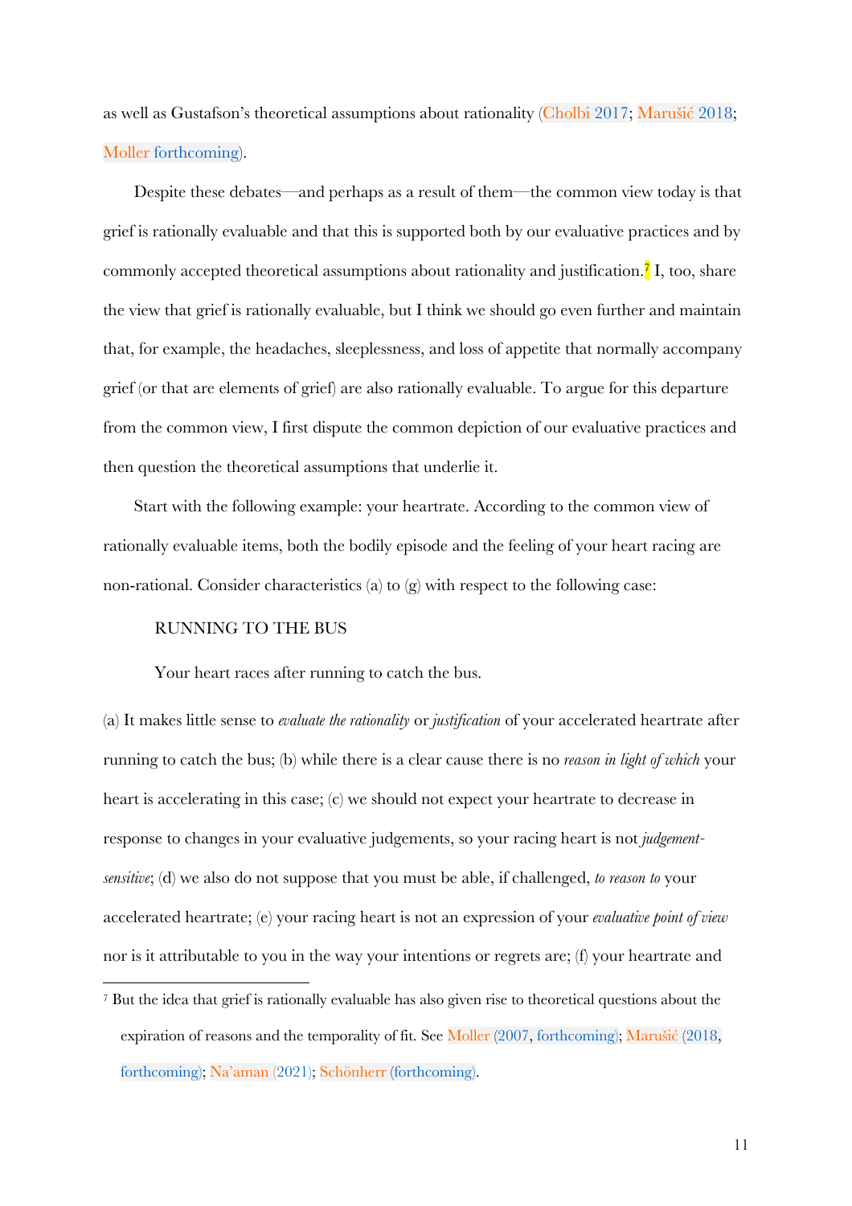as well as Gustafson's theoretical assumptions about rationality (Cholbi 2017; Marušić 2018; Moller forthcoming).

Despite these debates—and perhaps as a result of them—the common view today is that grief is rationally evaluable and that this is supported both by our evaluative practices and by commonly accepted theoretical assumptions about rationality and justification.[7] I, too, share the view that grief is rationally evaluable, but I think we should go even further and maintain that, for example, the headaches, sleeplessness, and loss of appetite that normally accompany grief (or that are elements of grief) are also rationally evaluable. To argue for this departure from the common view, I first dispute the common depiction of our evaluative practices and then question the theoretical assumptions that underlie it.

Start with the following example: your heartrate. According to the common view of rationally evaluable items, both the bodily episode and the feeling of your heart racing are non-rational. Consider characteristics (a) to (g) with respect to the following case:

RUNNING TO THE BUS

Your heart races after running to catch the bus.

(a) It makes little sense to *evaluate the rationality* or *justification* of your accelerated heartrate after running to catch the bus; (b) while there is a clear cause there is no *reason in light of which* your heart is accelerating in this case; (c) we should not expect your heartrate to decrease in response to changes in your evaluative judgements, so your racing heart is not *judgement-sensitive*; (d) we also do not suppose that you must be able, if challenged, *to reason to* your accelerated heartrate; (e) your racing heart is not an expression of your *evaluative point of view* nor is it attributable to you in the way your intentions or regrets are; (f) your heartrate and

---

[7] But the idea that grief is rationally evaluable has also given rise to theoretical questions about the expiration of reasons and the temporality of fit. See Moller (2007, forthcoming); Marušić (2018, forthcoming); Na'aman (2021); Schönherr (forthcoming).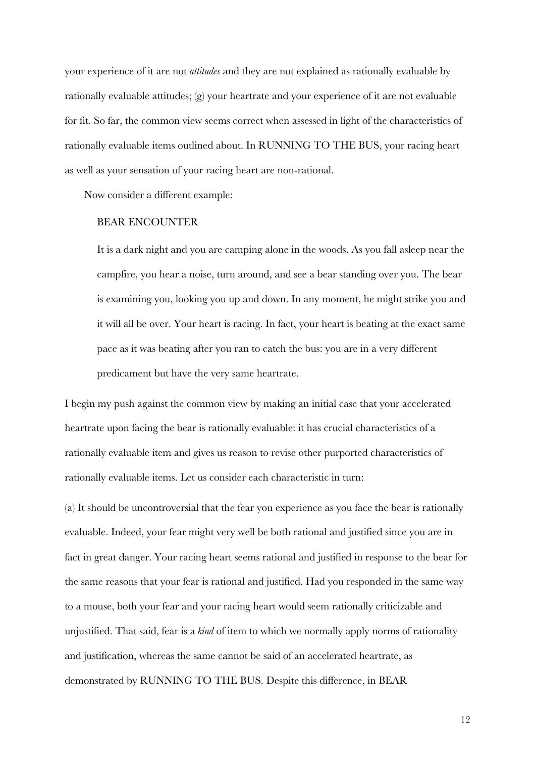your experience of it are not *attitudes* and they are not explained as rationally evaluable by rationally evaluable attitudes; (g) your heartrate and your experience of it are not evaluable for fit. So far, the common view seems correct when assessed in light of the characteristics of rationally evaluable items outlined about. In RUNNING TO THE BUS, your racing heart as well as your sensation of your racing heart are non-rational.

Now consider a different example:

> BEAR ENCOUNTER
>
> It is a dark night and you are camping alone in the woods. As you fall asleep near the campfire, you hear a noise, turn around, and see a bear standing over you. The bear is examining you, looking you up and down. In any moment, he might strike you and it will all be over. Your heart is racing. In fact, your heart is beating at the exact same pace as it was beating after you ran to catch the bus: you are in a very different predicament but have the very same heartrate.

I begin my push against the common view by making an initial case that your accelerated heartrate upon facing the bear is rationally evaluable: it has crucial characteristics of a rationally evaluable item and gives us reason to revise other purported characteristics of rationally evaluable items. Let us consider each characteristic in turn:

(a) It should be uncontroversial that the fear you experience as you face the bear is rationally evaluable. Indeed, your fear might very well be both rational and justified since you are in fact in great danger. Your racing heart seems rational and justified in response to the bear for the same reasons that your fear is rational and justified. Had you responded in the same way to a mouse, both your fear and your racing heart would seem rationally criticizable and unjustified. That said, fear is a *kind* of item to which we normally apply norms of rationality and justification, whereas the same cannot be said of an accelerated heartrate, as demonstrated by RUNNING TO THE BUS. Despite this difference, in BEAR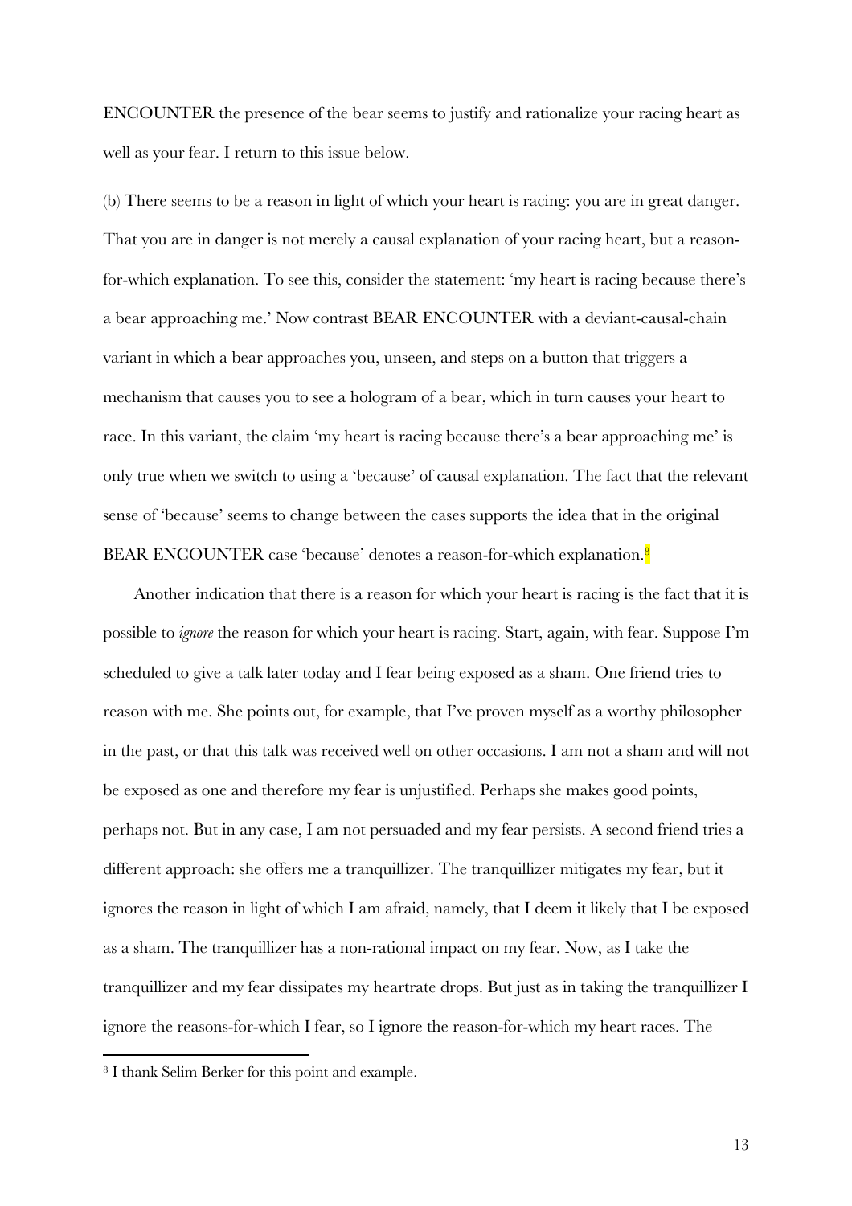ENCOUNTER the presence of the bear seems to justify and rationalize your racing heart as well as your fear. I return to this issue below.

(b) There seems to be a reason in light of which your heart is racing: you are in great danger. That you are in danger is not merely a causal explanation of your racing heart, but a reason-for-which explanation. To see this, consider the statement: 'my heart is racing because there's a bear approaching me.' Now contrast BEAR ENCOUNTER with a deviant-causal-chain variant in which a bear approaches you, unseen, and steps on a button that triggers a mechanism that causes you to see a hologram of a bear, which in turn causes your heart to race. In this variant, the claim 'my heart is racing because there's a bear approaching me' is only true when we switch to using a 'because' of causal explanation. The fact that the relevant sense of 'because' seems to change between the cases supports the idea that in the original BEAR ENCOUNTER case 'because' denotes a reason-for-which explanation.[8]

Another indication that there is a reason for which your heart is racing is the fact that it is possible to *ignore* the reason for which your heart is racing. Start, again, with fear. Suppose I'm scheduled to give a talk later today and I fear being exposed as a sham. One friend tries to reason with me. She points out, for example, that I've proven myself as a worthy philosopher in the past, or that this talk was received well on other occasions. I am not a sham and will not be exposed as one and therefore my fear is unjustified. Perhaps she makes good points, perhaps not. But in any case, I am not persuaded and my fear persists. A second friend tries a different approach: she offers me a tranquillizer. The tranquillizer mitigates my fear, but it ignores the reason in light of which I am afraid, namely, that I deem it likely that I be exposed as a sham. The tranquillizer has a non-rational impact on my fear. Now, as I take the tranquillizer and my fear dissipates my heartrate drops. But just as in taking the tranquillizer I ignore the reasons-for-which I fear, so I ignore the reason-for-which my heart races. The

[8] I thank Selim Berker for this point and example.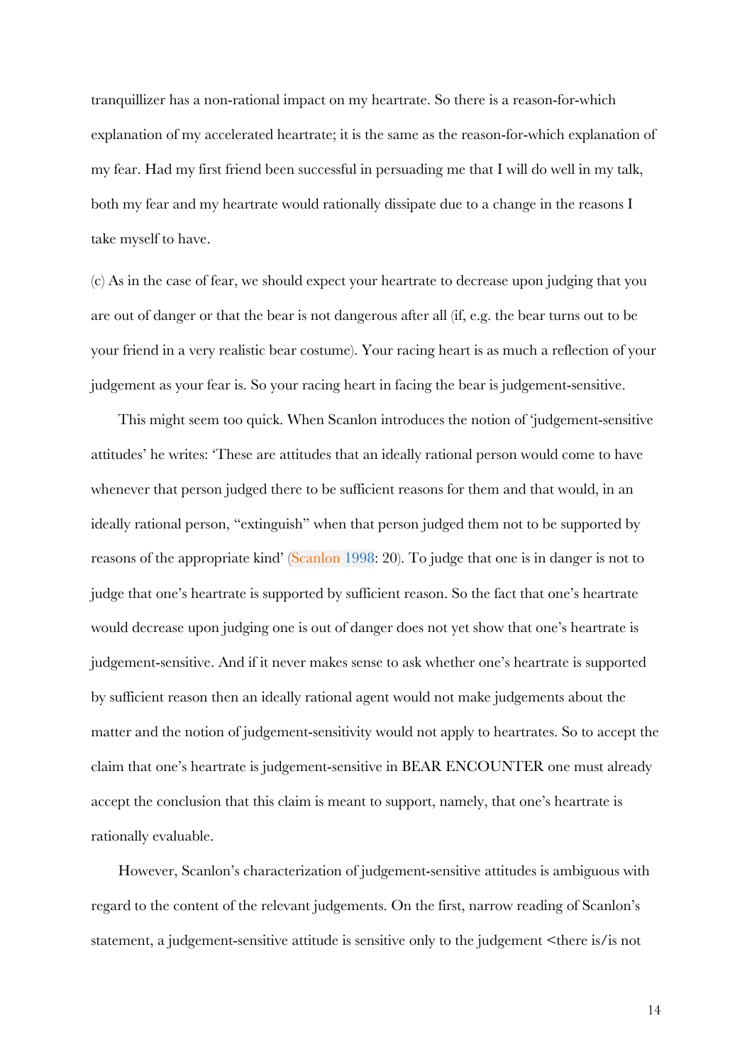tranquillizer has a non-rational impact on my heartrate. So there is a reason-for-which explanation of my accelerated heartrate; it is the same as the reason-for-which explanation of my fear. Had my first friend been successful in persuading me that I will do well in my talk, both my fear and my heartrate would rationally dissipate due to a change in the reasons I take myself to have.

(c) As in the case of fear, we should expect your heartrate to decrease upon judging that you are out of danger or that the bear is not dangerous after all (if, e.g. the bear turns out to be your friend in a very realistic bear costume). Your racing heart is as much a reflection of your judgement as your fear is. So your racing heart in facing the bear is judgement-sensitive.

This might seem too quick. When Scanlon introduces the notion of 'judgement-sensitive attitudes' he writes: 'These are attitudes that an ideally rational person would come to have whenever that person judged there to be sufficient reasons for them and that would, in an ideally rational person, "extinguish" when that person judged them not to be supported by reasons of the appropriate kind' (Scanlon 1998: 20). To judge that one is in danger is not to judge that one's heartrate is supported by sufficient reason. So the fact that one's heartrate would decrease upon judging one is out of danger does not yet show that one's heartrate is judgement-sensitive. And if it never makes sense to ask whether one's heartrate is supported by sufficient reason then an ideally rational agent would not make judgements about the matter and the notion of judgement-sensitivity would not apply to heartrates. So to accept the claim that one's heartrate is judgement-sensitive in BEAR ENCOUNTER one must already accept the conclusion that this claim is meant to support, namely, that one's heartrate is rationally evaluable.

However, Scanlon's characterization of judgement-sensitive attitudes is ambiguous with regard to the content of the relevant judgements. On the first, narrow reading of Scanlon's statement, a judgement-sensitive attitude is sensitive only to the judgement <there is/is not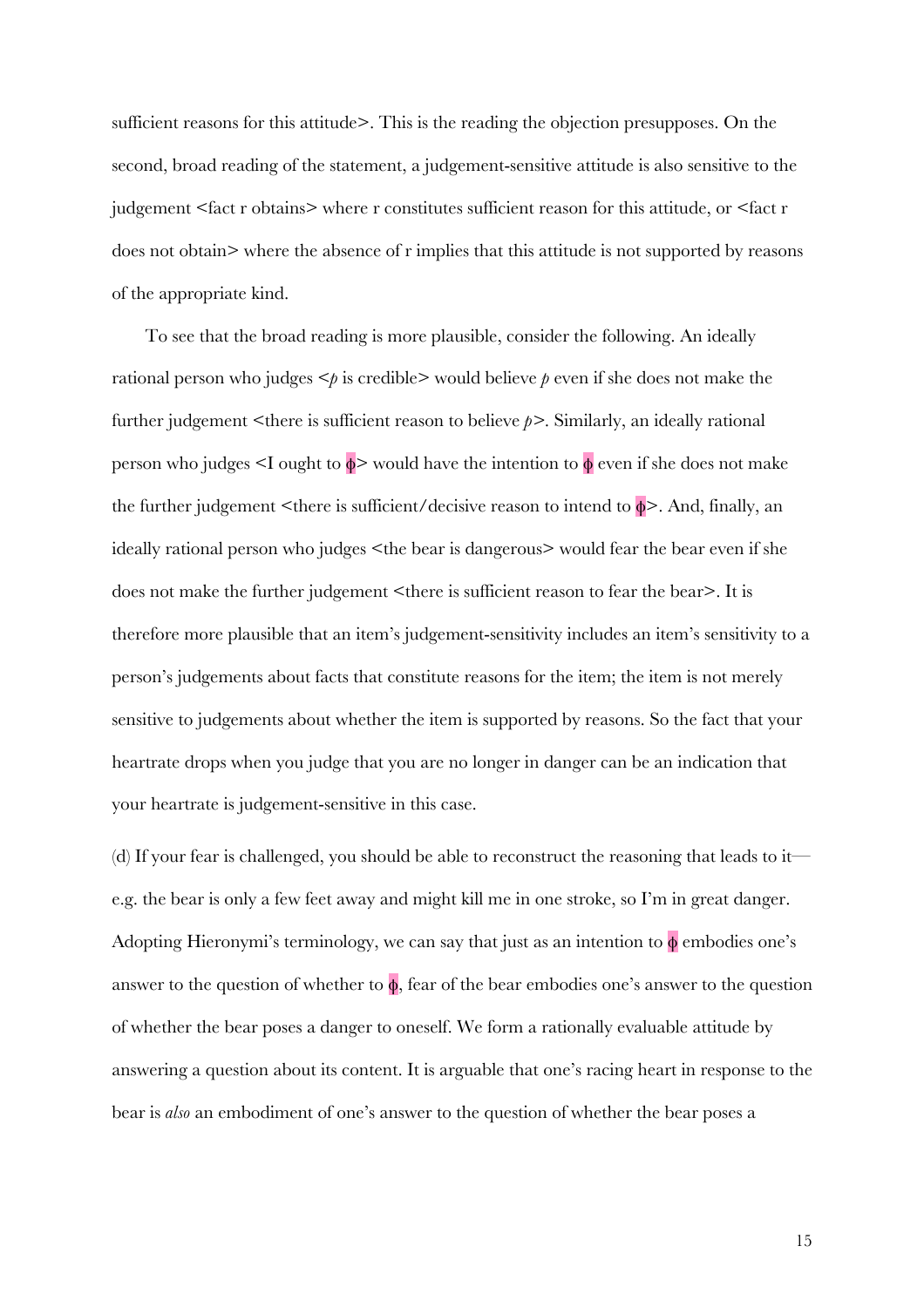sufficient reasons for this attitude>. This is the reading the objection presupposes. On the second, broad reading of the statement, a judgement-sensitive attitude is also sensitive to the judgement <fact r obtains> where r constitutes sufficient reason for this attitude, or <fact r does not obtain> where the absence of r implies that this attitude is not supported by reasons of the appropriate kind.

To see that the broad reading is more plausible, consider the following. An ideally rational person who judges <*p* is credible> would believe *p* even if she does not make the further judgement <there is sufficient reason to believe *p*>. Similarly, an ideally rational person who judges <I ought to $\phi$> would have the intention to $\phi$ even if she does not make the further judgement <there is sufficient/decisive reason to intend to $\phi$>. And, finally, an ideally rational person who judges <the bear is dangerous> would fear the bear even if she does not make the further judgement <there is sufficient reason to fear the bear>. It is therefore more plausible that an item's judgement-sensitivity includes an item's sensitivity to a person's judgements about facts that constitute reasons for the item; the item is not merely sensitive to judgements about whether the item is supported by reasons. So the fact that your heartrate drops when you judge that you are no longer in danger can be an indication that your heartrate is judgement-sensitive in this case.

(d) If your fear is challenged, you should be able to reconstruct the reasoning that leads to it—e.g. the bear is only a few feet away and might kill me in one stroke, so I'm in great danger. Adopting Hieronymi's terminology, we can say that just as an intention to $\phi$ embodies one's answer to the question of whether to $\phi$, fear of the bear embodies one's answer to the question of whether the bear poses a danger to oneself. We form a rationally evaluable attitude by answering a question about its content. It is arguable that one's racing heart in response to the bear is *also* an embodiment of one's answer to the question of whether the bear poses a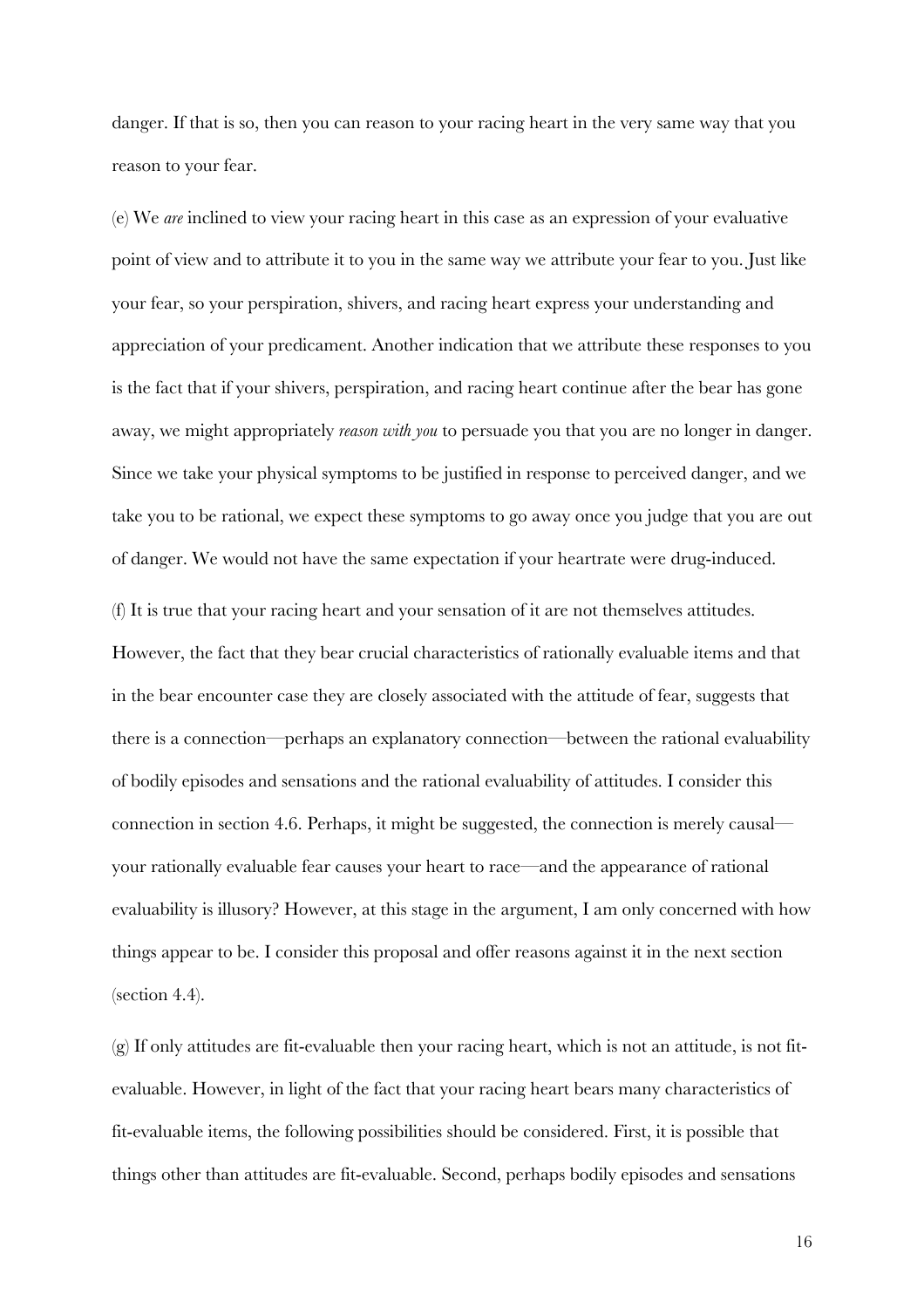danger. If that is so, then you can reason to your racing heart in the very same way that you reason to your fear.

(e) We *are* inclined to view your racing heart in this case as an expression of your evaluative point of view and to attribute it to you in the same way we attribute your fear to you. Just like your fear, so your perspiration, shivers, and racing heart express your understanding and appreciation of your predicament. Another indication that we attribute these responses to you is the fact that if your shivers, perspiration, and racing heart continue after the bear has gone away, we might appropriately *reason with you* to persuade you that you are no longer in danger. Since we take your physical symptoms to be justified in response to perceived danger, and we take you to be rational, we expect these symptoms to go away once you judge that you are out of danger. We would not have the same expectation if your heartrate were drug-induced.

(f) It is true that your racing heart and your sensation of it are not themselves attitudes. However, the fact that they bear crucial characteristics of rationally evaluable items and that in the bear encounter case they are closely associated with the attitude of fear, suggests that there is a connection—perhaps an explanatory connection—between the rational evaluability of bodily episodes and sensations and the rational evaluability of attitudes. I consider this connection in section 4.6. Perhaps, it might be suggested, the connection is merely causal—your rationally evaluable fear causes your heart to race—and the appearance of rational evaluability is illusory? However, at this stage in the argument, I am only concerned with how things appear to be. I consider this proposal and offer reasons against it in the next section (section 4.4).

(g) If only attitudes are fit-evaluable then your racing heart, which is not an attitude, is not fit-evaluable. However, in light of the fact that your racing heart bears many characteristics of fit-evaluable items, the following possibilities should be considered. First, it is possible that things other than attitudes are fit-evaluable. Second, perhaps bodily episodes and sensations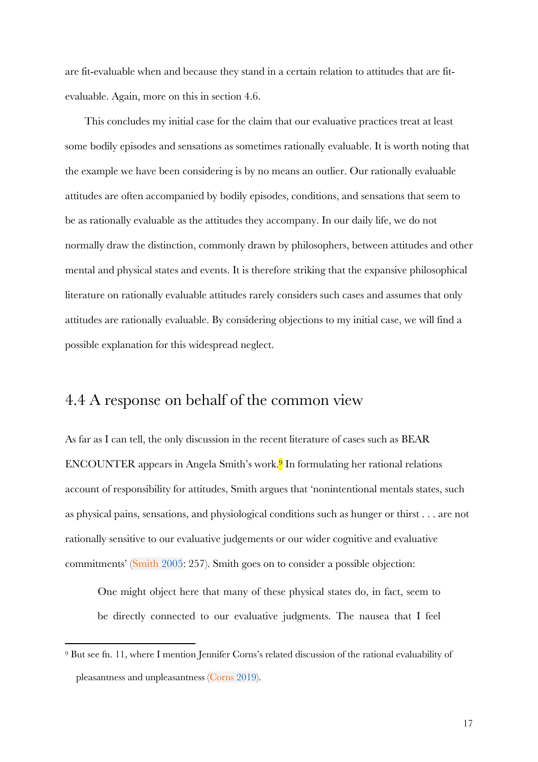are fit-evaluable when and because they stand in a certain relation to attitudes that are fit-evaluable. Again, more on this in section 4.6.

This concludes my initial case for the claim that our evaluative practices treat at least some bodily episodes and sensations as sometimes rationally evaluable. It is worth noting that the example we have been considering is by no means an outlier. Our rationally evaluable attitudes are often accompanied by bodily episodes, conditions, and sensations that seem to be as rationally evaluable as the attitudes they accompany. In our daily life, we do not normally draw the distinction, commonly drawn by philosophers, between attitudes and other mental and physical states and events. It is therefore striking that the expansive philosophical literature on rationally evaluable attitudes rarely considers such cases and assumes that only attitudes are rationally evaluable. By considering objections to my initial case, we will find a possible explanation for this widespread neglect.

## 4.4 A response on behalf of the common view

As far as I can tell, the only discussion in the recent literature of cases such as BEAR ENCOUNTER appears in Angela Smith's work.[9] In formulating her rational relations account of responsibility for attitudes, Smith argues that 'nonintentional mentals states, such as physical pains, sensations, and physiological conditions such as hunger or thirst . . . are not rationally sensitive to our evaluative judgements or our wider cognitive and evaluative commitments' (Smith 2005: 257). Smith goes on to consider a possible objection:

> One might object here that many of these physical states do, in fact, seem to be directly connected to our evaluative judgments. The nausea that I feel

[9] But see fn. 11, where I mention Jennifer Corns's related discussion of the rational evaluability of pleasantness and unpleasantness (Corns 2019).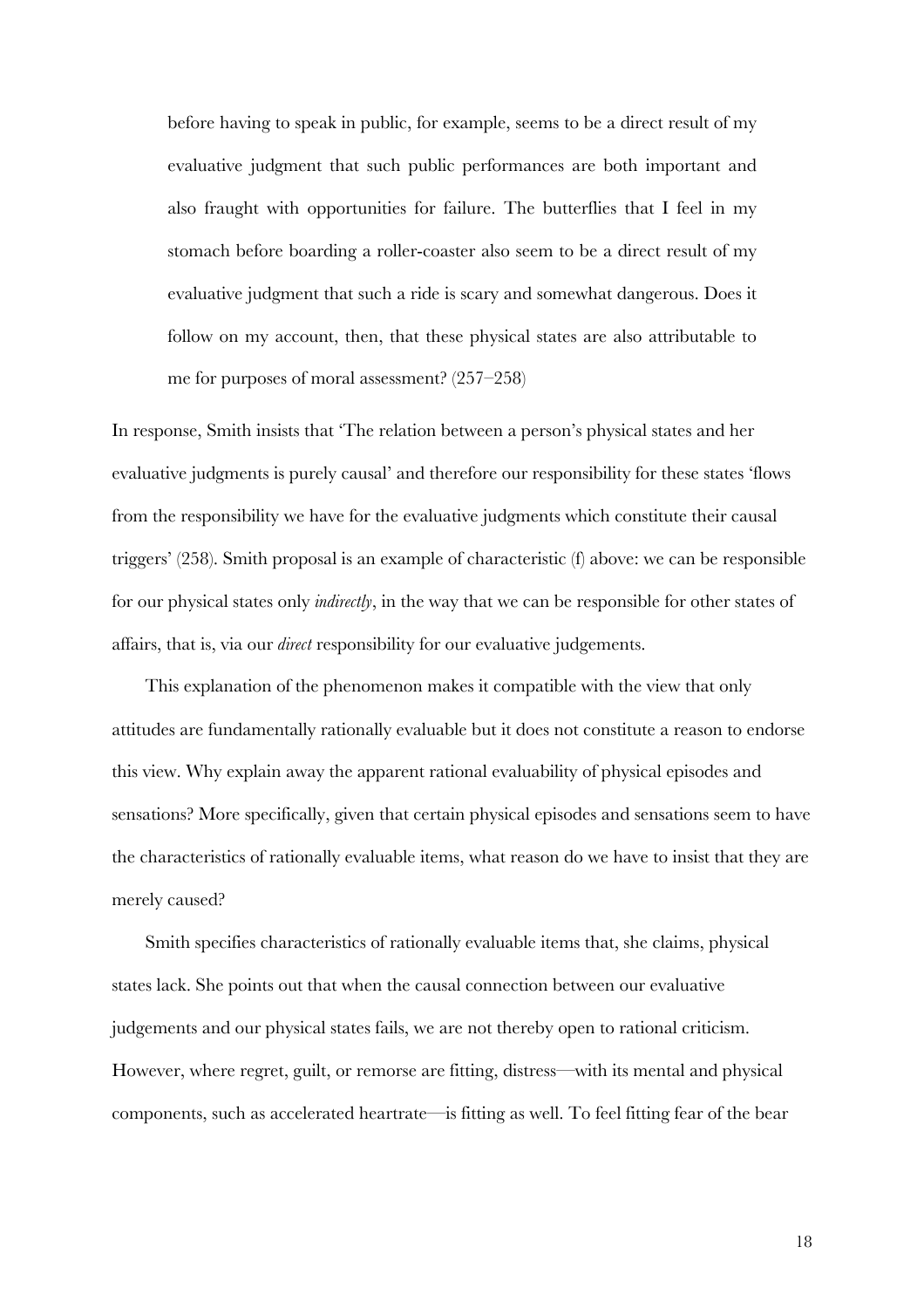> before having to speak in public, for example, seems to be a direct result of my evaluative judgment that such public performances are both important and also fraught with opportunities for failure. The butterflies that I feel in my stomach before boarding a roller-coaster also seem to be a direct result of my evaluative judgment that such a ride is scary and somewhat dangerous. Does it follow on my account, then, that these physical states are also attributable to me for purposes of moral assessment? (257–258)

In response, Smith insists that 'The relation between a person's physical states and her evaluative judgments is purely causal' and therefore our responsibility for these states 'flows from the responsibility we have for the evaluative judgments which constitute their causal triggers' (258). Smith proposal is an example of characteristic (f) above: we can be responsible for our physical states only *indirectly*, in the way that we can be responsible for other states of affairs, that is, via our *direct* responsibility for our evaluative judgements.

This explanation of the phenomenon makes it compatible with the view that only attitudes are fundamentally rationally evaluable but it does not constitute a reason to endorse this view. Why explain away the apparent rational evaluability of physical episodes and sensations? More specifically, given that certain physical episodes and sensations seem to have the characteristics of rationally evaluable items, what reason do we have to insist that they are merely caused?

Smith specifies characteristics of rationally evaluable items that, she claims, physical states lack. She points out that when the causal connection between our evaluative judgements and our physical states fails, we are not thereby open to rational criticism. However, where regret, guilt, or remorse are fitting, distress—with its mental and physical components, such as accelerated heartrate—is fitting as well. To feel fitting fear of the bear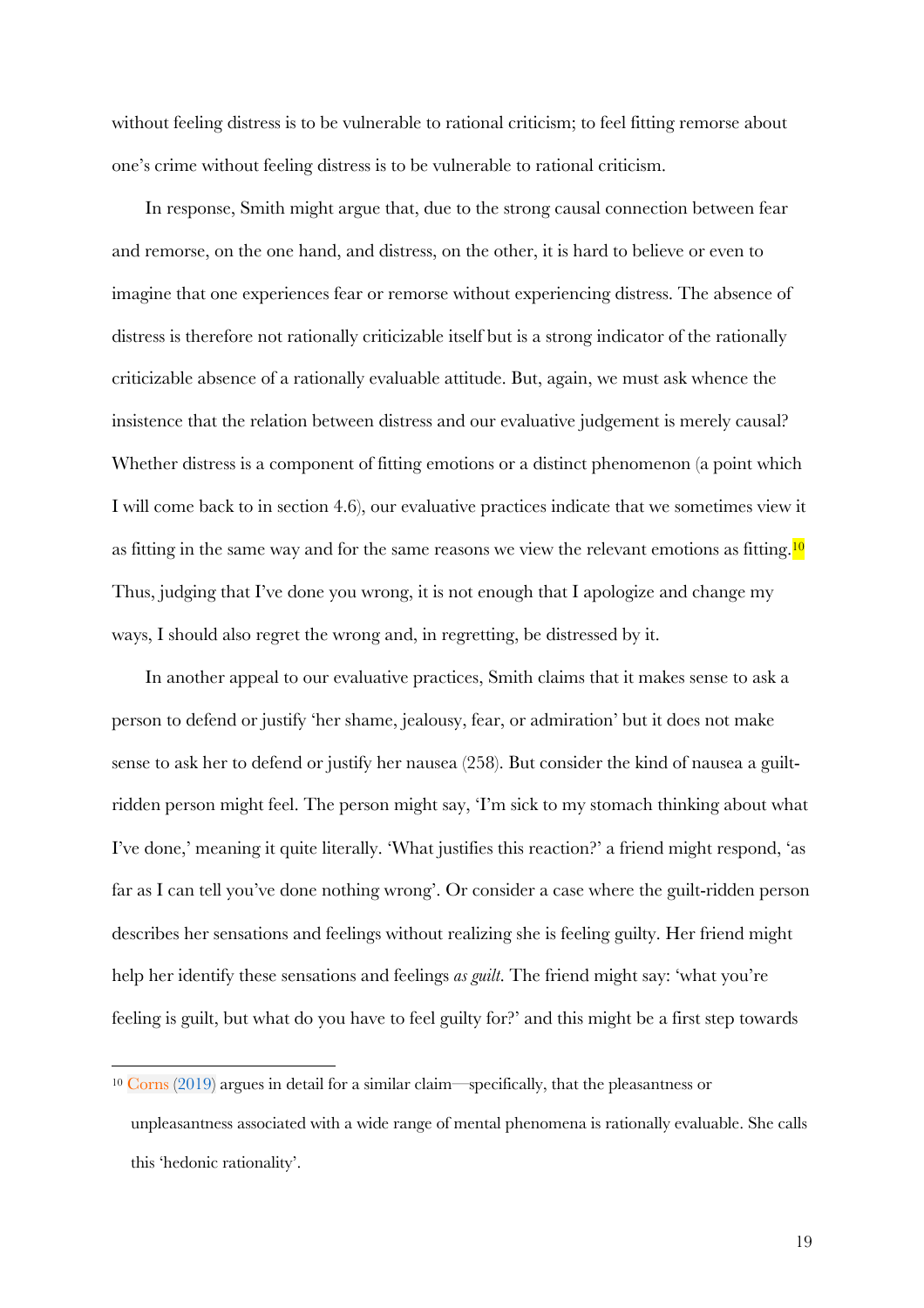without feeling distress is to be vulnerable to rational criticism; to feel fitting remorse about one's crime without feeling distress is to be vulnerable to rational criticism.

In response, Smith might argue that, due to the strong causal connection between fear and remorse, on the one hand, and distress, on the other, it is hard to believe or even to imagine that one experiences fear or remorse without experiencing distress. The absence of distress is therefore not rationally criticizable itself but is a strong indicator of the rationally criticizable absence of a rationally evaluable attitude. But, again, we must ask whence the insistence that the relation between distress and our evaluative judgement is merely causal? Whether distress is a component of fitting emotions or a distinct phenomenon (a point which I will come back to in section 4.6), our evaluative practices indicate that we sometimes view it as fitting in the same way and for the same reasons we view the relevant emotions as fitting.[10] Thus, judging that I've done you wrong, it is not enough that I apologize and change my ways, I should also regret the wrong and, in regretting, be distressed by it.

In another appeal to our evaluative practices, Smith claims that it makes sense to ask a person to defend or justify 'her shame, jealousy, fear, or admiration' but it does not make sense to ask her to defend or justify her nausea (258). But consider the kind of nausea a guilt-ridden person might feel. The person might say, 'I'm sick to my stomach thinking about what I've done,' meaning it quite literally. 'What justifies this reaction?' a friend might respond, 'as far as I can tell you've done nothing wrong'. Or consider a case where the guilt-ridden person describes her sensations and feelings without realizing she is feeling guilty. Her friend might help her identify these sensations and feelings *as guilt*. The friend might say: 'what you're feeling is guilt, but what do you have to feel guilty for?' and this might be a first step towards

[10] Corns (2019) argues in detail for a similar claim—specifically, that the pleasantness or unpleasantness associated with a wide range of mental phenomena is rationally evaluable. She calls this 'hedonic rationality'.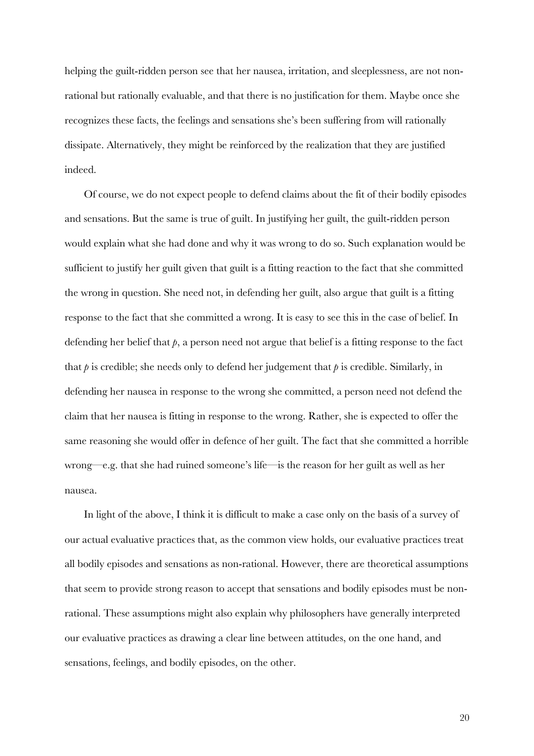helping the guilt-ridden person see that her nausea, irritation, and sleeplessness, are not non-rational but rationally evaluable, and that there is no justification for them. Maybe once she recognizes these facts, the feelings and sensations she's been suffering from will rationally dissipate. Alternatively, they might be reinforced by the realization that they are justified indeed.

Of course, we do not expect people to defend claims about the fit of their bodily episodes and sensations. But the same is true of guilt. In justifying her guilt, the guilt-ridden person would explain what she had done and why it was wrong to do so. Such explanation would be sufficient to justify her guilt given that guilt is a fitting reaction to the fact that she committed the wrong in question. She need not, in defending her guilt, also argue that guilt is a fitting response to the fact that she committed a wrong. It is easy to see this in the case of belief. In defending her belief that *p*, a person need not argue that belief is a fitting response to the fact that *p* is credible; she needs only to defend her judgement that *p* is credible. Similarly, in defending her nausea in response to the wrong she committed, a person need not defend the claim that her nausea is fitting in response to the wrong. Rather, she is expected to offer the same reasoning she would offer in defence of her guilt. The fact that she committed a horrible wrong—e.g. that she had ruined someone's life—is the reason for her guilt as well as her nausea.

In light of the above, I think it is difficult to make a case only on the basis of a survey of our actual evaluative practices that, as the common view holds, our evaluative practices treat all bodily episodes and sensations as non-rational. However, there are theoretical assumptions that seem to provide strong reason to accept that sensations and bodily episodes must be non-rational. These assumptions might also explain why philosophers have generally interpreted our evaluative practices as drawing a clear line between attitudes, on the one hand, and sensations, feelings, and bodily episodes, on the other.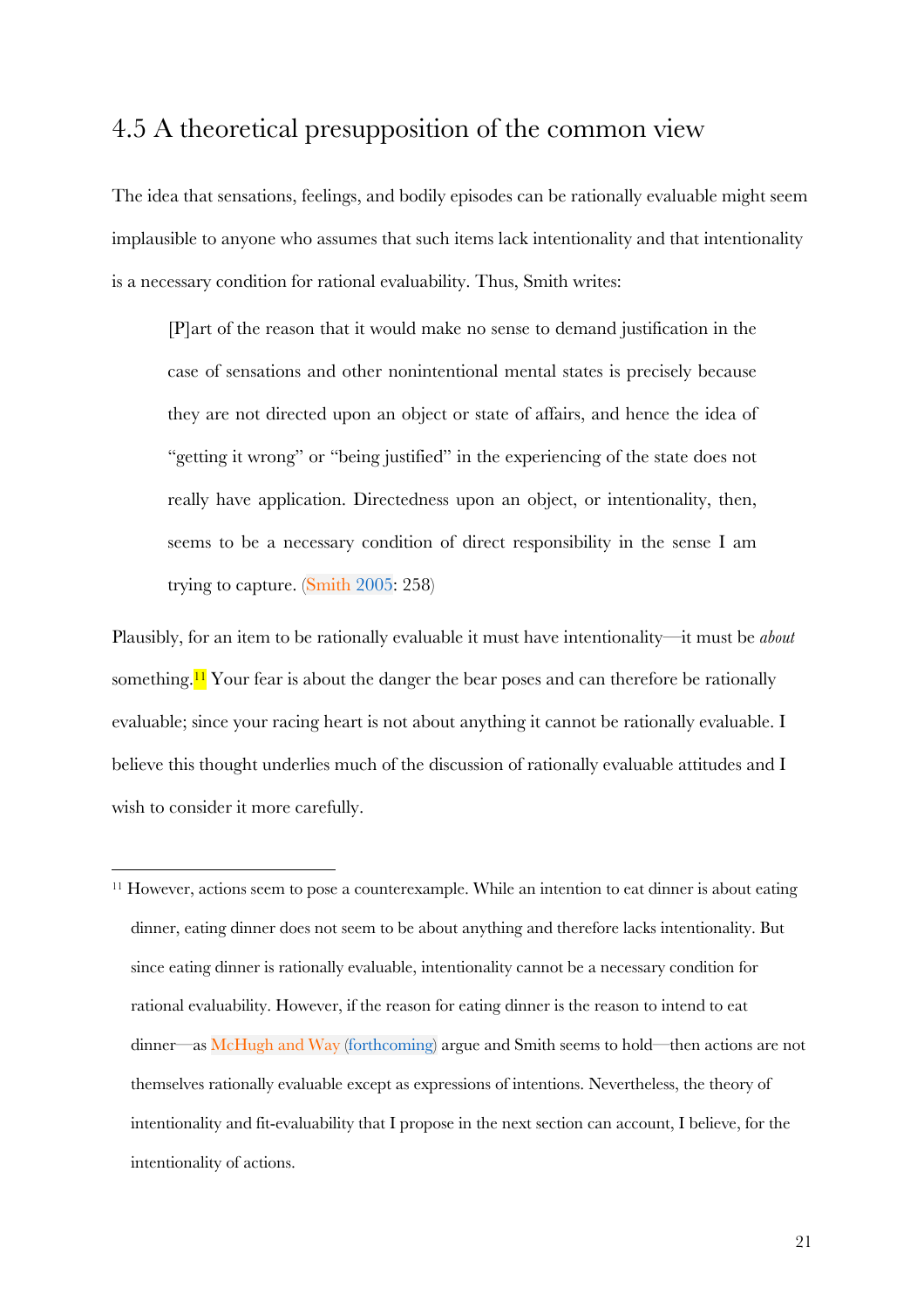## 4.5 A theoretical presupposition of the common view

The idea that sensations, feelings, and bodily episodes can be rationally evaluable might seem implausible to anyone who assumes that such items lack intentionality and that intentionality is a necessary condition for rational evaluability. Thus, Smith writes:

> [P]art of the reason that it would make no sense to demand justification in the case of sensations and other nonintentional mental states is precisely because they are not directed upon an object or state of affairs, and hence the idea of "getting it wrong" or "being justified" in the experiencing of the state does not really have application. Directedness upon an object, or intentionality, then, seems to be a necessary condition of direct responsibility in the sense I am trying to capture. (Smith 2005: 258)

Plausibly, for an item to be rationally evaluable it must have intentionality—it must be *about* something.[11] Your fear is about the danger the bear poses and can therefore be rationally evaluable; since your racing heart is not about anything it cannot be rationally evaluable. I believe this thought underlies much of the discussion of rationally evaluable attitudes and I wish to consider it more carefully.

---

[11] However, actions seem to pose a counterexample. While an intention to eat dinner is about eating dinner, eating dinner does not seem to be about anything and therefore lacks intentionality. But since eating dinner is rationally evaluable, intentionality cannot be a necessary condition for rational evaluability. However, if the reason for eating dinner is the reason to intend to eat dinner—as McHugh and Way (forthcoming) argue and Smith seems to hold—then actions are not themselves rationally evaluable except as expressions of intentions. Nevertheless, the theory of intentionality and fit-evaluability that I propose in the next section can account, I believe, for the intentionality of actions.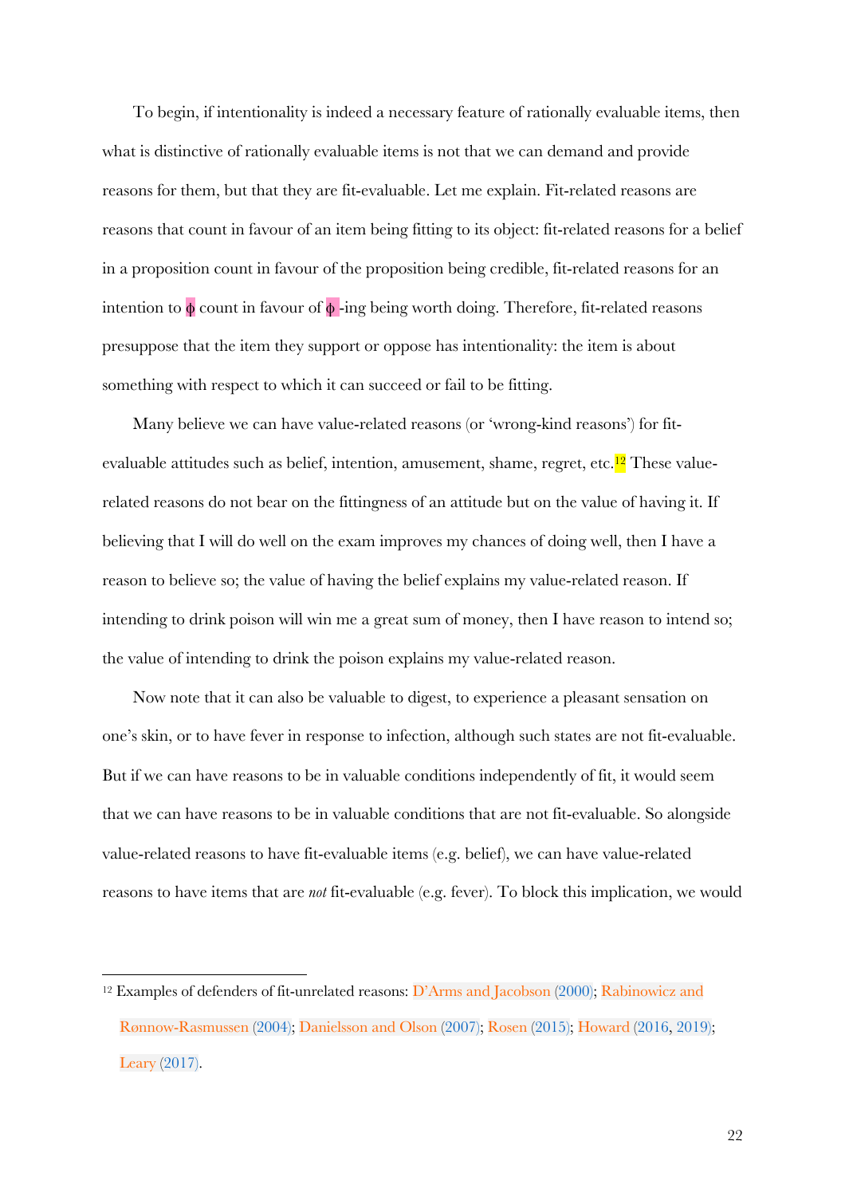To begin, if intentionality is indeed a necessary feature of rationally evaluable items, then what is distinctive of rationally evaluable items is not that we can demand and provide reasons for them, but that they are fit-evaluable. Let me explain. Fit-related reasons are reasons that count in favour of an item being fitting to its object: fit-related reasons for a belief in a proposition count in favour of the proposition being credible, fit-related reasons for an intention to $\phi$ count in favour of $\phi$-ing being worth doing. Therefore, fit-related reasons presuppose that the item they support or oppose has intentionality: the item is about something with respect to which it can succeed or fail to be fitting.

Many believe we can have value-related reasons (or 'wrong-kind reasons') for fit-evaluable attitudes such as belief, intention, amusement, shame, regret, etc.[12] These value-related reasons do not bear on the fittingness of an attitude but on the value of having it. If believing that I will do well on the exam improves my chances of doing well, then I have a reason to believe so; the value of having the belief explains my value-related reason. If intending to drink poison will win me a great sum of money, then I have reason to intend so; the value of intending to drink the poison explains my value-related reason.

Now note that it can also be valuable to digest, to experience a pleasant sensation on one's skin, or to have fever in response to infection, although such states are not fit-evaluable. But if we can have reasons to be in valuable conditions independently of fit, it would seem that we can have reasons to be in valuable conditions that are not fit-evaluable. So alongside value-related reasons to have fit-evaluable items (e.g. belief), we can have value-related reasons to have items that are *not* fit-evaluable (e.g. fever). To block this implication, we would

---

[12] Examples of defenders of fit-unrelated reasons: D'Arms and Jacobson (2000); Rabinowicz and Rønnow-Rasmussen (2004); Danielsson and Olson (2007); Rosen (2015); Howard (2016, 2019); Leary (2017).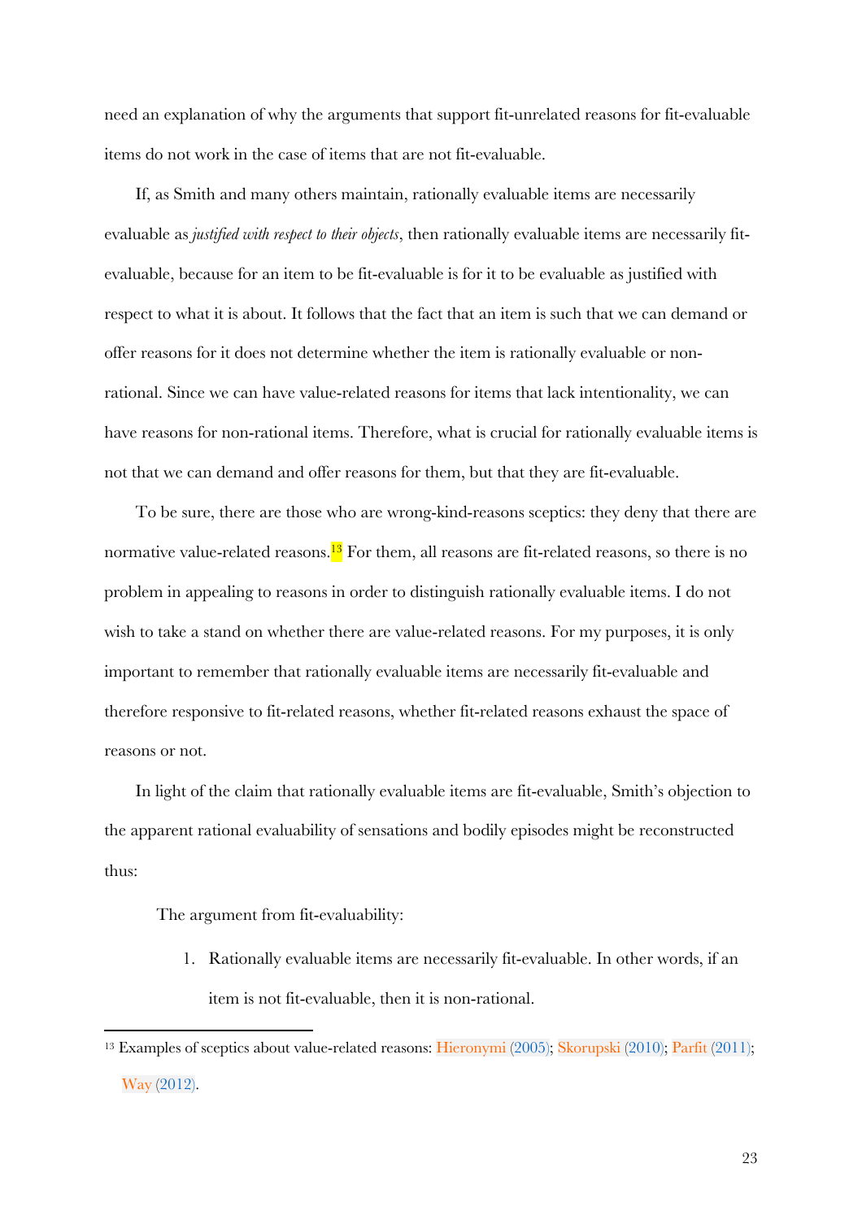need an explanation of why the arguments that support fit-unrelated reasons for fit-evaluable items do not work in the case of items that are not fit-evaluable.

If, as Smith and many others maintain, rationally evaluable items are necessarily evaluable as *justified with respect to their objects*, then rationally evaluable items are necessarily fit-evaluable, because for an item to be fit-evaluable is for it to be evaluable as justified with respect to what it is about. It follows that the fact that an item is such that we can demand or offer reasons for it does not determine whether the item is rationally evaluable or non-rational. Since we can have value-related reasons for items that lack intentionality, we can have reasons for non-rational items. Therefore, what is crucial for rationally evaluable items is not that we can demand and offer reasons for them, but that they are fit-evaluable.

To be sure, there are those who are wrong-kind-reasons sceptics: they deny that there are normative value-related reasons.[13] For them, all reasons are fit-related reasons, so there is no problem in appealing to reasons in order to distinguish rationally evaluable items. I do not wish to take a stand on whether there are value-related reasons. For my purposes, it is only important to remember that rationally evaluable items are necessarily fit-evaluable and therefore responsive to fit-related reasons, whether fit-related reasons exhaust the space of reasons or not.

In light of the claim that rationally evaluable items are fit-evaluable, Smith's objection to the apparent rational evaluability of sensations and bodily episodes might be reconstructed thus:

The argument from fit-evaluability:

1. Rationally evaluable items are necessarily fit-evaluable. In other words, if an item is not fit-evaluable, then it is non-rational.

---

[13] Examples of sceptics about value-related reasons: Hieronymi (2005); Skorupski (2010); Parfit (2011); Way (2012).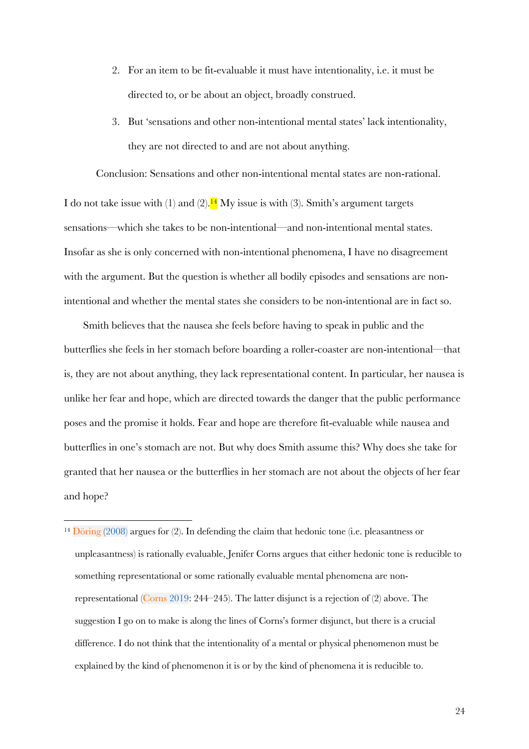2. For an item to be fit-evaluable it must have intentionality, i.e. it must be directed to, or be about an object, broadly construed.

3. But 'sensations and other non-intentional mental states' lack intentionality, they are not directed to and are not about anything.

Conclusion: Sensations and other non-intentional mental states are non-rational.

I do not take issue with (1) and (2).[14] My issue is with (3). Smith's argument targets sensations—which she takes to be non-intentional—and non-intentional mental states. Insofar as she is only concerned with non-intentional phenomena, I have no disagreement with the argument. But the question is whether all bodily episodes and sensations are non-intentional and whether the mental states she considers to be non-intentional are in fact so.

Smith believes that the nausea she feels before having to speak in public and the butterflies she feels in her stomach before boarding a roller-coaster are non-intentional—that is, they are not about anything, they lack representational content. In particular, her nausea is unlike her fear and hope, which are directed towards the danger that the public performance poses and the promise it holds. Fear and hope are therefore fit-evaluable while nausea and butterflies in one's stomach are not. But why does Smith assume this? Why does she take for granted that her nausea or the butterflies in her stomach are not about the objects of her fear and hope?

[14] Döring (2008) argues for (2). In defending the claim that hedonic tone (i.e. pleasantness or unpleasantness) is rationally evaluable, Jenifer Corns argues that either hedonic tone is reducible to something representational or some rationally evaluable mental phenomena are non-representational (Corns 2019: 244–245). The latter disjunct is a rejection of (2) above. The suggestion I go on to make is along the lines of Corns's former disjunct, but there is a crucial difference. I do not think that the intentionality of a mental or physical phenomenon must be explained by the kind of phenomenon it is or by the kind of phenomena it is reducible to.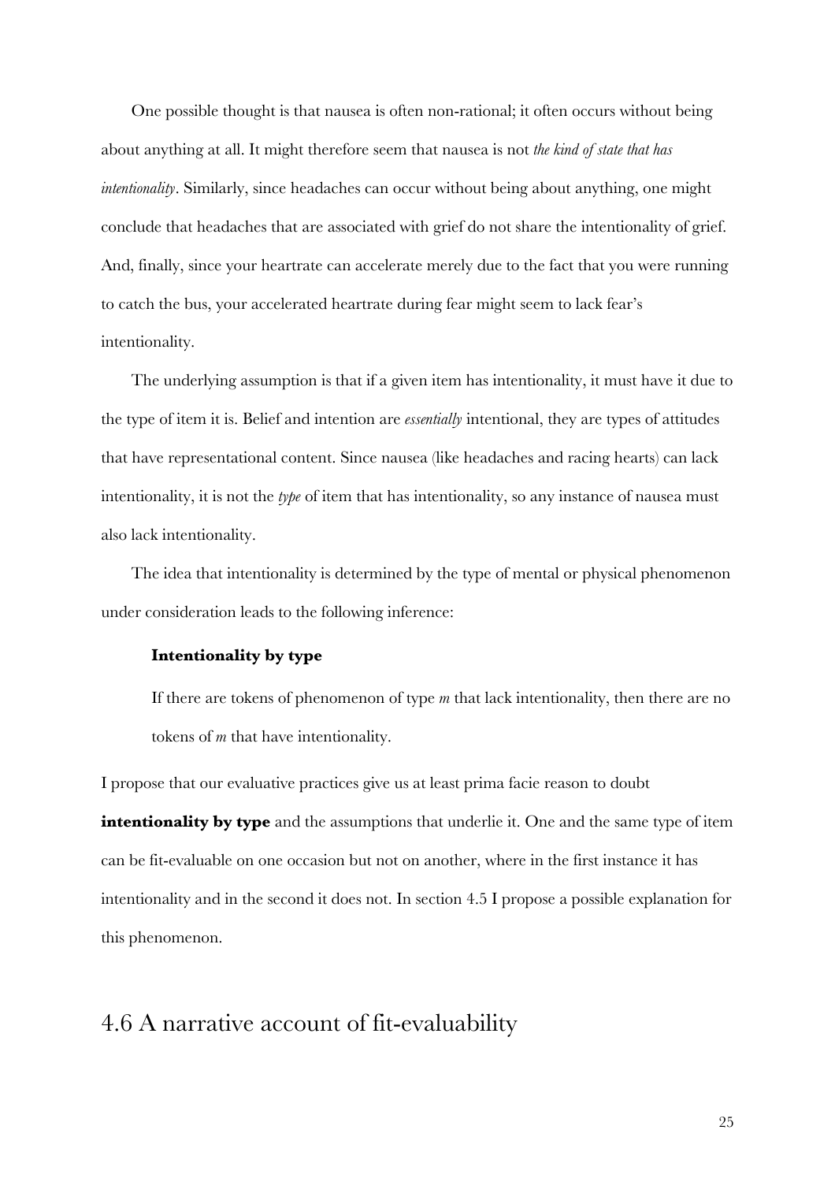One possible thought is that nausea is often non-rational; it often occurs without being about anything at all. It might therefore seem that nausea is not *the kind of state that has intentionality*. Similarly, since headaches can occur without being about anything, one might conclude that headaches that are associated with grief do not share the intentionality of grief. And, finally, since your heartrate can accelerate merely due to the fact that you were running to catch the bus, your accelerated heartrate during fear might seem to lack fear's intentionality.

The underlying assumption is that if a given item has intentionality, it must have it due to the type of item it is. Belief and intention are *essentially* intentional, they are types of attitudes that have representational content. Since nausea (like headaches and racing hearts) can lack intentionality, it is not the *type* of item that has intentionality, so any instance of nausea must also lack intentionality.

The idea that intentionality is determined by the type of mental or physical phenomenon under consideration leads to the following inference:

> **Intentionality by type**
>
> If there are tokens of phenomenon of type *m* that lack intentionality, then there are no tokens of *m* that have intentionality.

I propose that our evaluative practices give us at least prima facie reason to doubt **intentionality by type** and the assumptions that underlie it. One and the same type of item can be fit-evaluable on one occasion but not on another, where in the first instance it has intentionality and in the second it does not. In section 4.5 I propose a possible explanation for this phenomenon.

## 4.6 A narrative account of fit-evaluability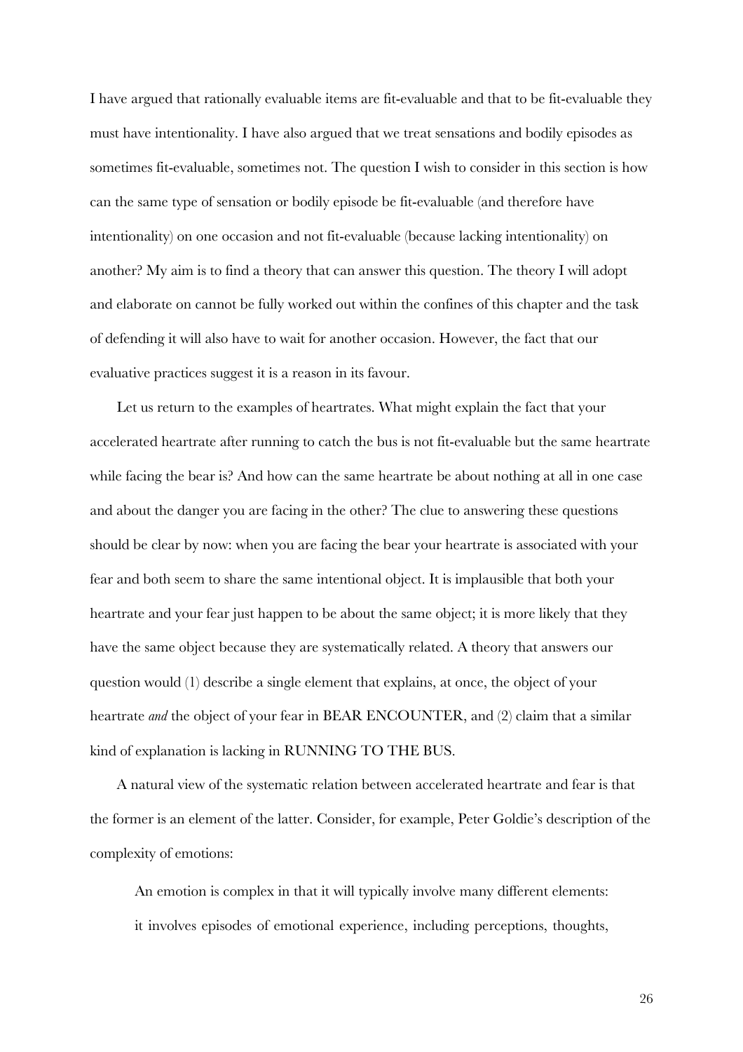I have argued that rationally evaluable items are fit-evaluable and that to be fit-evaluable they must have intentionality. I have also argued that we treat sensations and bodily episodes as sometimes fit-evaluable, sometimes not. The question I wish to consider in this section is how can the same type of sensation or bodily episode be fit-evaluable (and therefore have intentionality) on one occasion and not fit-evaluable (because lacking intentionality) on another? My aim is to find a theory that can answer this question. The theory I will adopt and elaborate on cannot be fully worked out within the confines of this chapter and the task of defending it will also have to wait for another occasion. However, the fact that our evaluative practices suggest it is a reason in its favour.

Let us return to the examples of heartrates. What might explain the fact that your accelerated heartrate after running to catch the bus is not fit-evaluable but the same heartrate while facing the bear is? And how can the same heartrate be about nothing at all in one case and about the danger you are facing in the other? The clue to answering these questions should be clear by now: when you are facing the bear your heartrate is associated with your fear and both seem to share the same intentional object. It is implausible that both your heartrate and your fear just happen to be about the same object; it is more likely that they have the same object because they are systematically related. A theory that answers our question would (1) describe a single element that explains, at once, the object of your heartrate *and* the object of your fear in BEAR ENCOUNTER, and (2) claim that a similar kind of explanation is lacking in RUNNING TO THE BUS.

A natural view of the systematic relation between accelerated heartrate and fear is that the former is an element of the latter. Consider, for example, Peter Goldie's description of the complexity of emotions:

> An emotion is complex in that it will typically involve many different elements: it involves episodes of emotional experience, including perceptions, thoughts,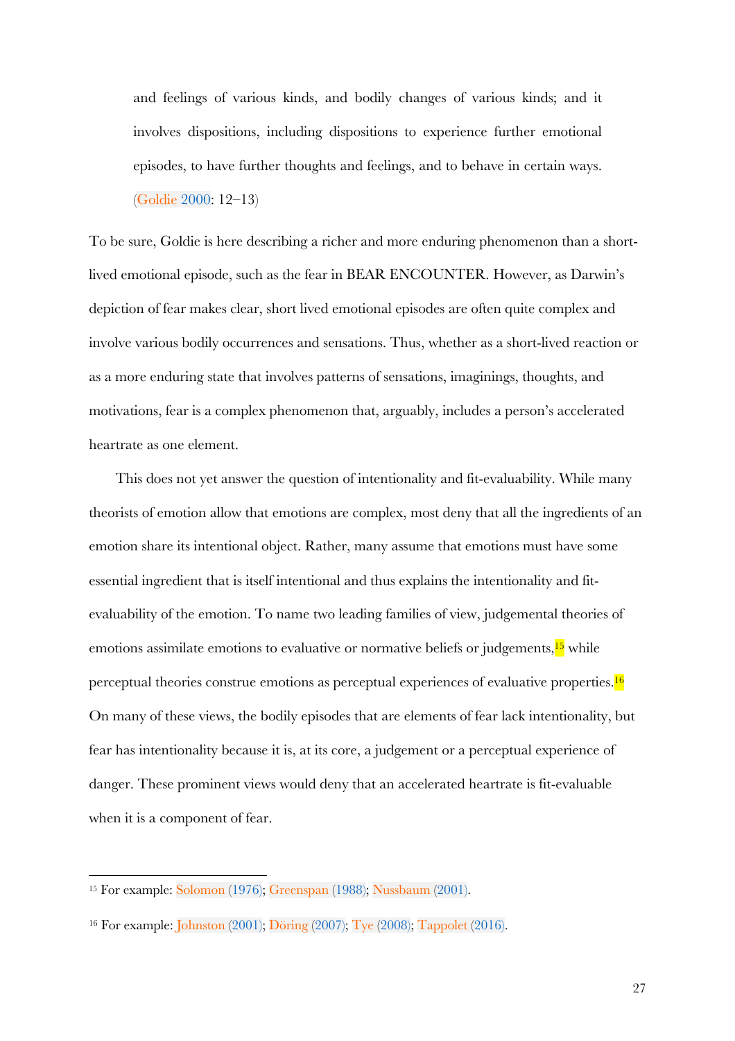> and feelings of various kinds, and bodily changes of various kinds; and it involves dispositions, including dispositions to experience further emotional episodes, to have further thoughts and feelings, and to behave in certain ways. (Goldie 2000: 12–13)

To be sure, Goldie is here describing a richer and more enduring phenomenon than a short-lived emotional episode, such as the fear in BEAR ENCOUNTER. However, as Darwin's depiction of fear makes clear, short lived emotional episodes are often quite complex and involve various bodily occurrences and sensations. Thus, whether as a short-lived reaction or as a more enduring state that involves patterns of sensations, imaginings, thoughts, and motivations, fear is a complex phenomenon that, arguably, includes a person's accelerated heartrate as one element.

This does not yet answer the question of intentionality and fit-evaluability. While many theorists of emotion allow that emotions are complex, most deny that all the ingredients of an emotion share its intentional object. Rather, many assume that emotions must have some essential ingredient that is itself intentional and thus explains the intentionality and fit-evaluability of the emotion. To name two leading families of view, judgemental theories of emotions assimilate emotions to evaluative or normative beliefs or judgements,[15] while perceptual theories construe emotions as perceptual experiences of evaluative properties.[16] On many of these views, the bodily episodes that are elements of fear lack intentionality, but fear has intentionality because it is, at its core, a judgement or a perceptual experience of danger. These prominent views would deny that an accelerated heartrate is fit-evaluable when it is a component of fear.

---

[15] For example: Solomon (1976); Greenspan (1988); Nussbaum (2001).

[16] For example: Johnston (2001); Döring (2007); Tye (2008); Tappolet (2016).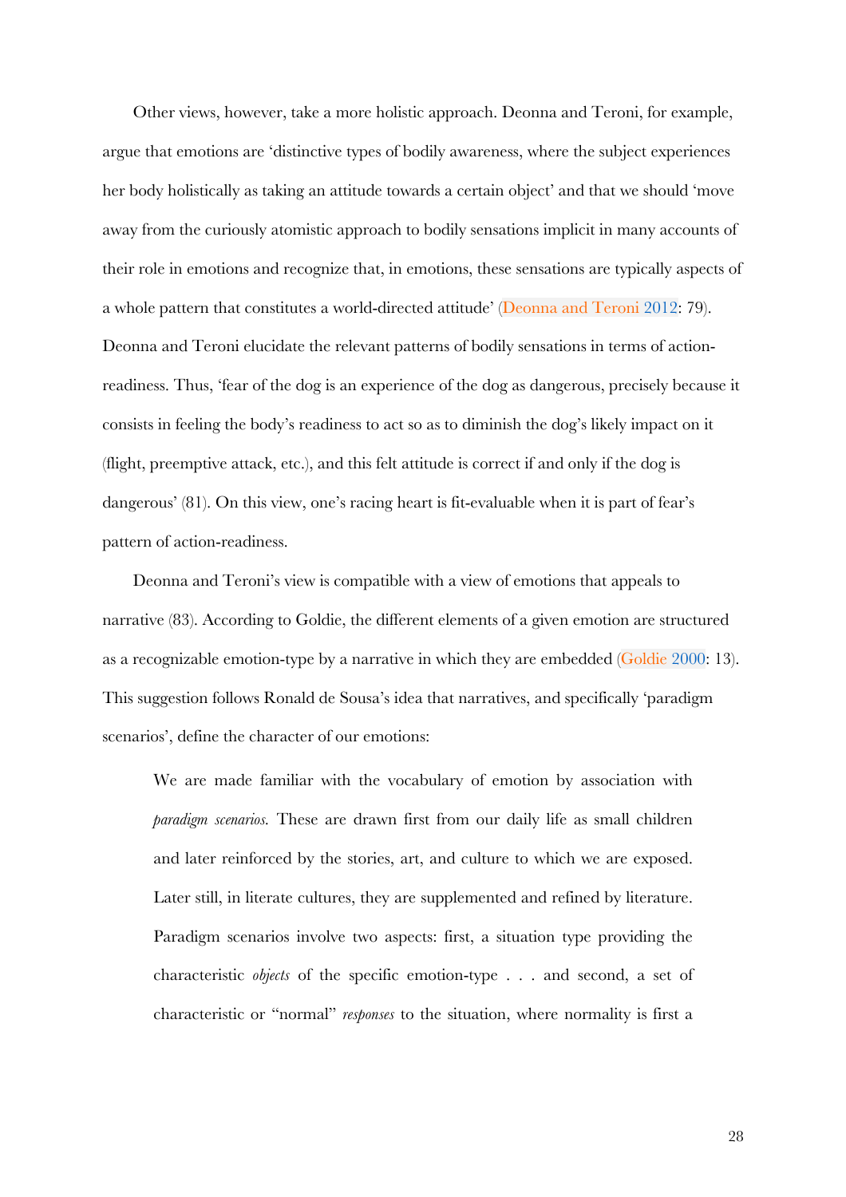Other views, however, take a more holistic approach. Deonna and Teroni, for example, argue that emotions are 'distinctive types of bodily awareness, where the subject experiences her body holistically as taking an attitude towards a certain object' and that we should 'move away from the curiously atomistic approach to bodily sensations implicit in many accounts of their role in emotions and recognize that, in emotions, these sensations are typically aspects of a whole pattern that constitutes a world-directed attitude' (Deonna and Teroni 2012: 79). Deonna and Teroni elucidate the relevant patterns of bodily sensations in terms of action-readiness. Thus, 'fear of the dog is an experience of the dog as dangerous, precisely because it consists in feeling the body's readiness to act so as to diminish the dog's likely impact on it (flight, preemptive attack, etc.), and this felt attitude is correct if and only if the dog is dangerous' (81). On this view, one's racing heart is fit-evaluable when it is part of fear's pattern of action-readiness.

Deonna and Teroni's view is compatible with a view of emotions that appeals to narrative (83). According to Goldie, the different elements of a given emotion are structured as a recognizable emotion-type by a narrative in which they are embedded (Goldie 2000: 13). This suggestion follows Ronald de Sousa's idea that narratives, and specifically 'paradigm scenarios', define the character of our emotions:

> We are made familiar with the vocabulary of emotion by association with *paradigm scenarios*. These are drawn first from our daily life as small children and later reinforced by the stories, art, and culture to which we are exposed. Later still, in literate cultures, they are supplemented and refined by literature. Paradigm scenarios involve two aspects: first, a situation type providing the characteristic *objects* of the specific emotion-type . . . and second, a set of characteristic or "normal" *responses* to the situation, where normality is first a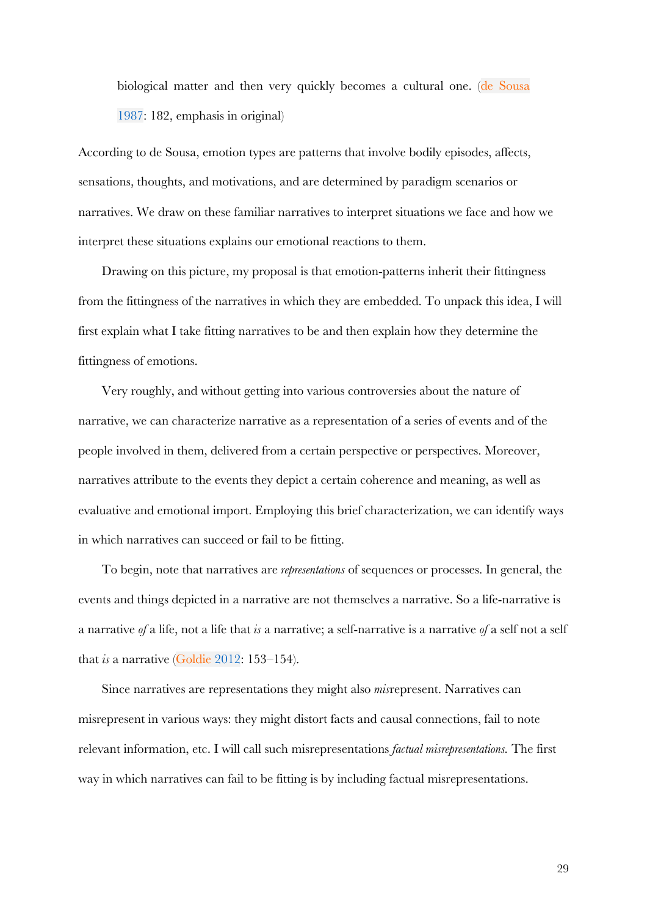> biological matter and then very quickly becomes a cultural one. (de Sousa 1987: 182, emphasis in original)

According to de Sousa, emotion types are patterns that involve bodily episodes, affects, sensations, thoughts, and motivations, and are determined by paradigm scenarios or narratives. We draw on these familiar narratives to interpret situations we face and how we interpret these situations explains our emotional reactions to them.

Drawing on this picture, my proposal is that emotion-patterns inherit their fittingness from the fittingness of the narratives in which they are embedded. To unpack this idea, I will first explain what I take fitting narratives to be and then explain how they determine the fittingness of emotions.

Very roughly, and without getting into various controversies about the nature of narrative, we can characterize narrative as a representation of a series of events and of the people involved in them, delivered from a certain perspective or perspectives. Moreover, narratives attribute to the events they depict a certain coherence and meaning, as well as evaluative and emotional import. Employing this brief characterization, we can identify ways in which narratives can succeed or fail to be fitting.

To begin, note that narratives are *representations* of sequences or processes. In general, the events and things depicted in a narrative are not themselves a narrative. So a life-narrative is a narrative *of* a life, not a life that *is* a narrative; a self-narrative is a narrative *of* a self not a self that *is* a narrative (Goldie 2012: 153–154).

Since narratives are representations they might also *mis*represent. Narratives can misrepresent in various ways: they might distort facts and causal connections, fail to note relevant information, etc. I will call such misrepresentations *factual misrepresentations.* The first way in which narratives can fail to be fitting is by including factual misrepresentations.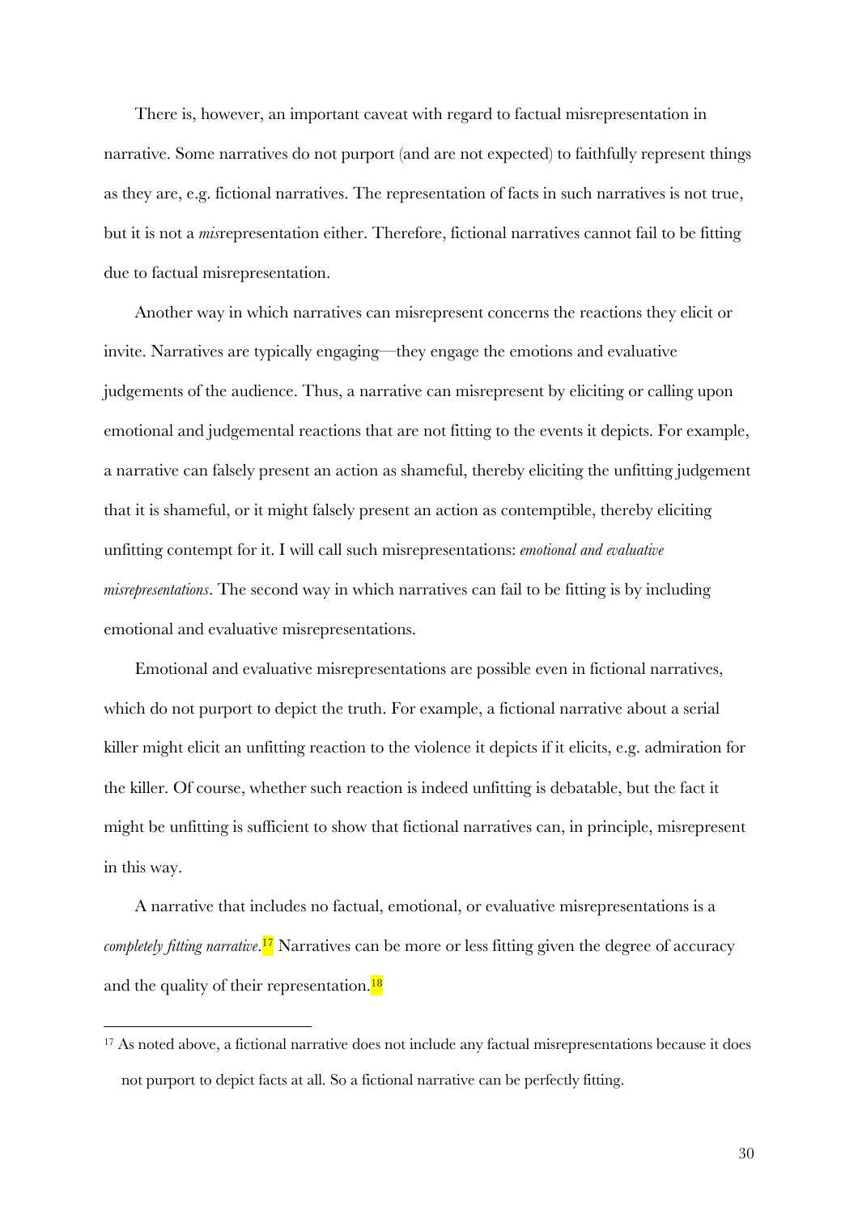There is, however, an important caveat with regard to factual misrepresentation in narrative. Some narratives do not purport (and are not expected) to faithfully represent things as they are, e.g. fictional narratives. The representation of facts in such narratives is not true, but it is not a *mis*representation either. Therefore, fictional narratives cannot fail to be fitting due to factual misrepresentation.

Another way in which narratives can misrepresent concerns the reactions they elicit or invite. Narratives are typically engaging—they engage the emotions and evaluative judgements of the audience. Thus, a narrative can misrepresent by eliciting or calling upon emotional and judgemental reactions that are not fitting to the events it depicts. For example, a narrative can falsely present an action as shameful, thereby eliciting the unfitting judgement that it is shameful, or it might falsely present an action as contemptible, thereby eliciting unfitting contempt for it. I will call such misrepresentations: *emotional and evaluative misrepresentations*. The second way in which narratives can fail to be fitting is by including emotional and evaluative misrepresentations.

Emotional and evaluative misrepresentations are possible even in fictional narratives, which do not purport to depict the truth. For example, a fictional narrative about a serial killer might elicit an unfitting reaction to the violence it depicts if it elicits, e.g. admiration for the killer. Of course, whether such reaction is indeed unfitting is debatable, but the fact it might be unfitting is sufficient to show that fictional narratives can, in principle, misrepresent in this way.

A narrative that includes no factual, emotional, or evaluative misrepresentations is a *completely fitting narrative*.[17] Narratives can be more or less fitting given the degree of accuracy and the quality of their representation.[18]

---

[17] As noted above, a fictional narrative does not include any factual misrepresentations because it does not purport to depict facts at all. So a fictional narrative can be perfectly fitting.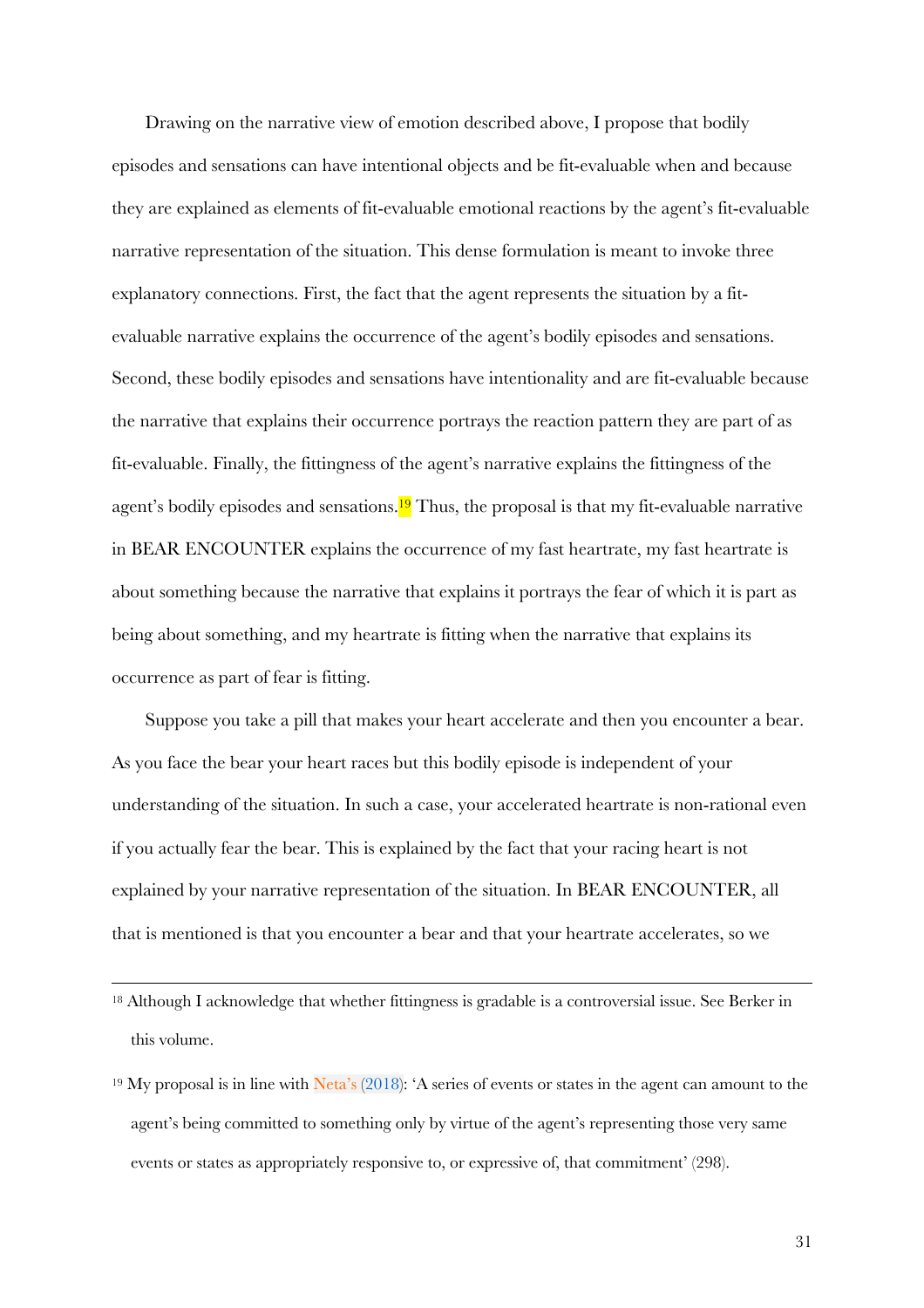Drawing on the narrative view of emotion described above, I propose that bodily episodes and sensations can have intentional objects and be fit-evaluable when and because they are explained as elements of fit-evaluable emotional reactions by the agent's fit-evaluable narrative representation of the situation. This dense formulation is meant to invoke three explanatory connections. First, the fact that the agent represents the situation by a fit-evaluable narrative explains the occurrence of the agent's bodily episodes and sensations. Second, these bodily episodes and sensations have intentionality and are fit-evaluable because the narrative that explains their occurrence portrays the reaction pattern they are part of as fit-evaluable. Finally, the fittingness of the agent's narrative explains the fittingness of the agent's bodily episodes and sensations.[19] Thus, the proposal is that my fit-evaluable narrative in BEAR ENCOUNTER explains the occurrence of my fast heartrate, my fast heartrate is about something because the narrative that explains it portrays the fear of which it is part as being about something, and my heartrate is fitting when the narrative that explains its occurrence as part of fear is fitting.

Suppose you take a pill that makes your heart accelerate and then you encounter a bear. As you face the bear your heart races but this bodily episode is independent of your understanding of the situation. In such a case, your accelerated heartrate is non-rational even if you actually fear the bear. This is explained by the fact that your racing heart is not explained by your narrative representation of the situation. In BEAR ENCOUNTER, all that is mentioned is that you encounter a bear and that your heartrate accelerates, so we

---

[18] Although I acknowledge that whether fittingness is gradable is a controversial issue. See Berker in this volume.

[19] My proposal is in line with Neta's (2018): 'A series of events or states in the agent can amount to the agent's being committed to something only by virtue of the agent's representing those very same events or states as appropriately responsive to, or expressive of, that commitment' (298).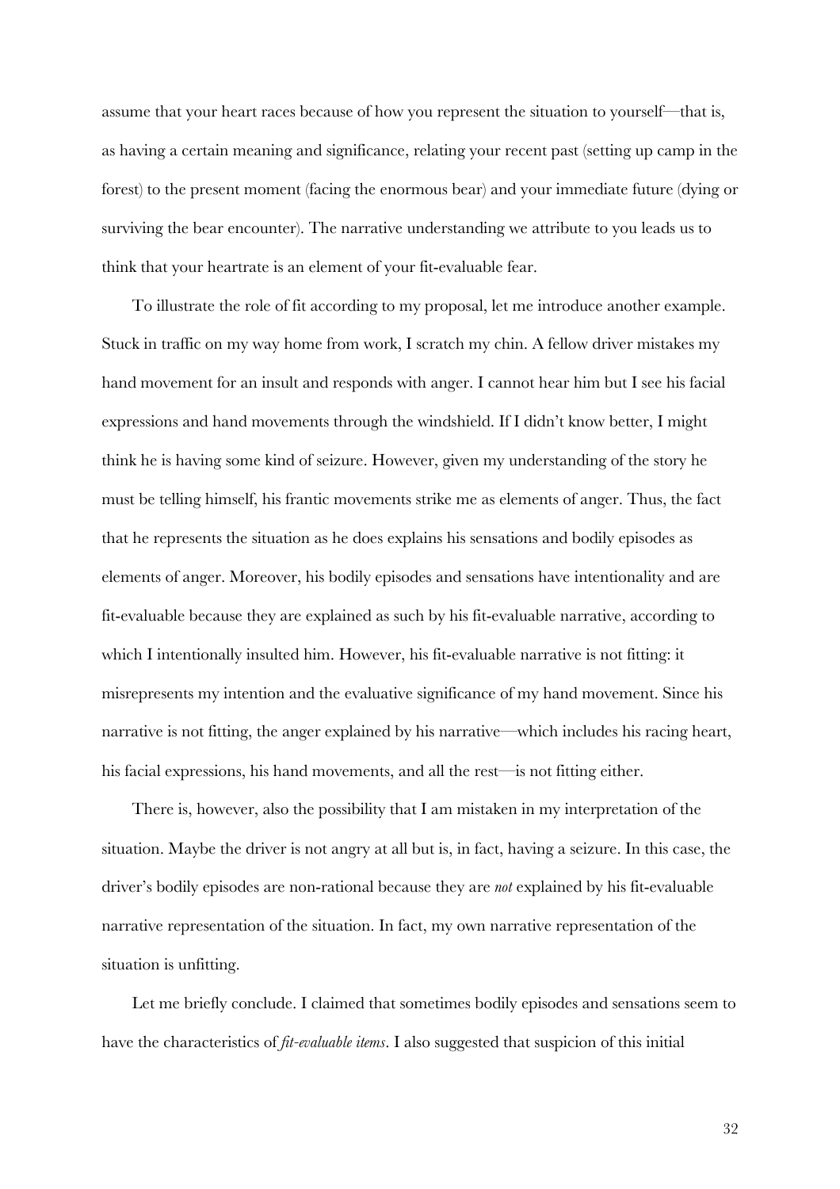assume that your heart races because of how you represent the situation to yourself—that is, as having a certain meaning and significance, relating your recent past (setting up camp in the forest) to the present moment (facing the enormous bear) and your immediate future (dying or surviving the bear encounter). The narrative understanding we attribute to you leads us to think that your heartrate is an element of your fit-evaluable fear.

To illustrate the role of fit according to my proposal, let me introduce another example. Stuck in traffic on my way home from work, I scratch my chin. A fellow driver mistakes my hand movement for an insult and responds with anger. I cannot hear him but I see his facial expressions and hand movements through the windshield. If I didn't know better, I might think he is having some kind of seizure. However, given my understanding of the story he must be telling himself, his frantic movements strike me as elements of anger. Thus, the fact that he represents the situation as he does explains his sensations and bodily episodes as elements of anger. Moreover, his bodily episodes and sensations have intentionality and are fit-evaluable because they are explained as such by his fit-evaluable narrative, according to which I intentionally insulted him. However, his fit-evaluable narrative is not fitting: it misrepresents my intention and the evaluative significance of my hand movement. Since his narrative is not fitting, the anger explained by his narrative—which includes his racing heart, his facial expressions, his hand movements, and all the rest—is not fitting either.

There is, however, also the possibility that I am mistaken in my interpretation of the situation. Maybe the driver is not angry at all but is, in fact, having a seizure. In this case, the driver's bodily episodes are non-rational because they are *not* explained by his fit-evaluable narrative representation of the situation. In fact, my own narrative representation of the situation is unfitting.

Let me briefly conclude. I claimed that sometimes bodily episodes and sensations seem to have the characteristics of *fit-evaluable items*. I also suggested that suspicion of this initial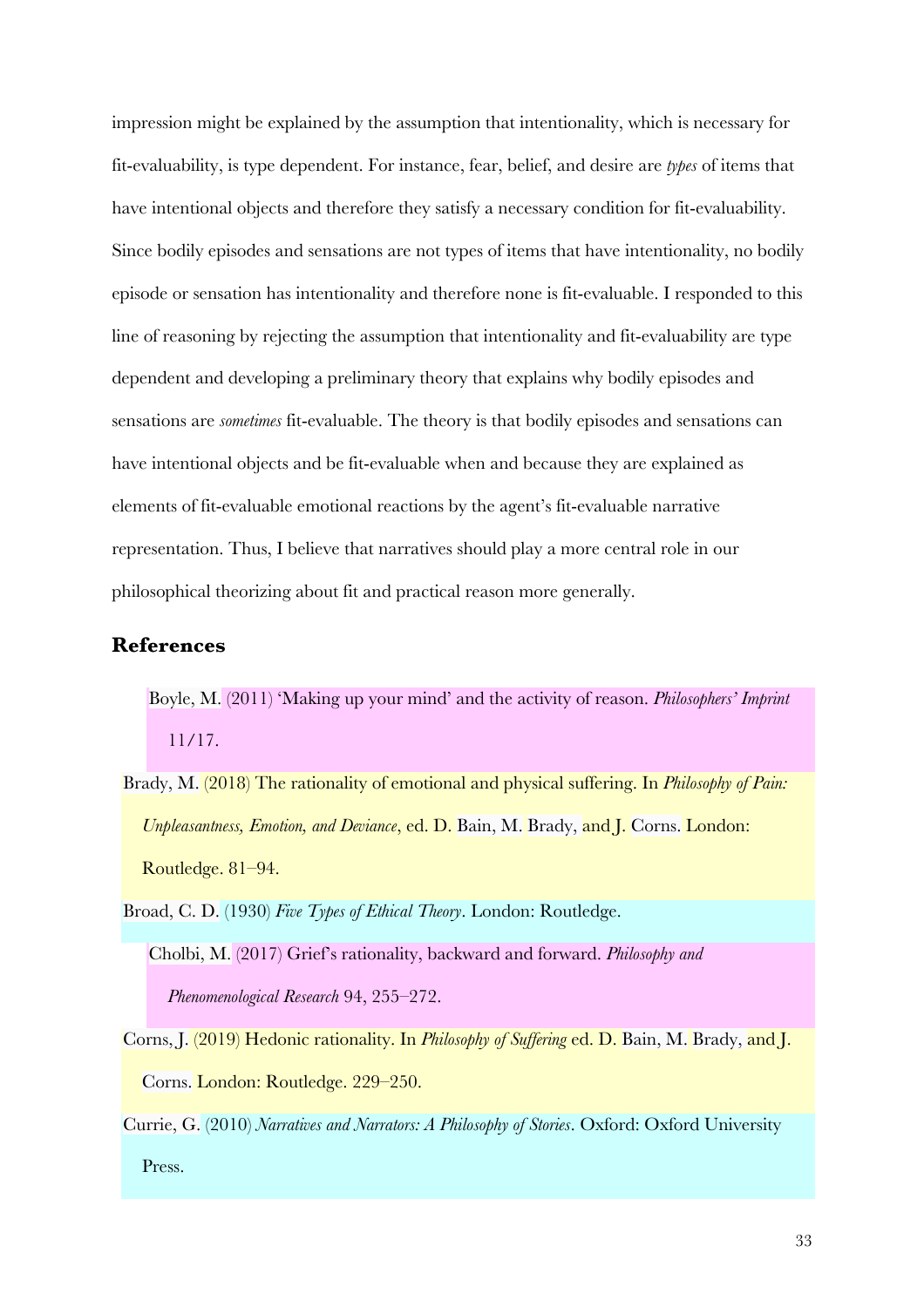impression might be explained by the assumption that intentionality, which is necessary for fit-evaluability, is type dependent. For instance, fear, belief, and desire are *types* of items that have intentional objects and therefore they satisfy a necessary condition for fit-evaluability. Since bodily episodes and sensations are not types of items that have intentionality, no bodily episode or sensation has intentionality and therefore none is fit-evaluable. I responded to this line of reasoning by rejecting the assumption that intentionality and fit-evaluability are type dependent and developing a preliminary theory that explains why bodily episodes and sensations are *sometimes* fit-evaluable. The theory is that bodily episodes and sensations can have intentional objects and be fit-evaluable when and because they are explained as elements of fit-evaluable emotional reactions by the agent's fit-evaluable narrative representation. Thus, I believe that narratives should play a more central role in our philosophical theorizing about fit and practical reason more generally.

## References

Boyle, M. (2011) 'Making up your mind' and the activity of reason. *Philosophers' Imprint* 11/17.

Brady, M. (2018) The rationality of emotional and physical suffering. In *Philosophy of Pain: Unpleasantness, Emotion, and Deviance*, ed. D. Bain, M. Brady, and J. Corns. London: Routledge. 81–94.

Broad, C. D. (1930) *Five Types of Ethical Theory*. London: Routledge.

Cholbi, M. (2017) Grief's rationality, backward and forward. *Philosophy and Phenomenological Research* 94, 255–272.

Corns, J. (2019) Hedonic rationality. In *Philosophy of Suffering* ed. D. Bain, M. Brady, and J. Corns. London: Routledge. 229–250.

Currie, G. (2010) *Narratives and Narrators: A Philosophy of Stories*. Oxford: Oxford University Press.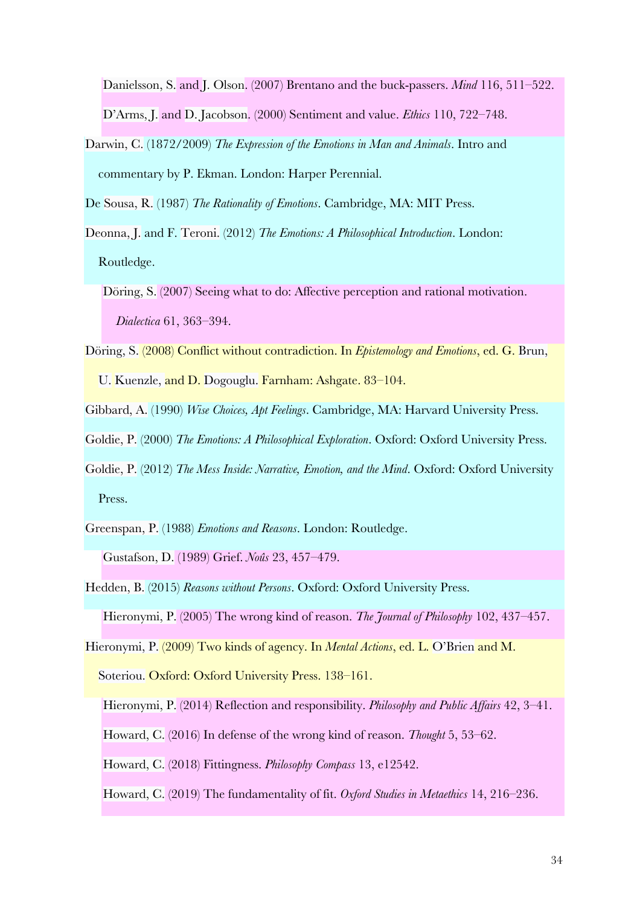Danielsson, S. and J. Olson. (2007) Brentano and the buck-passers. *Mind* 116, 511–522.

D'Arms, J. and D. Jacobson. (2000) Sentiment and value. *Ethics* 110, 722–748.

Darwin, C. (1872/2009) *The Expression of the Emotions in Man and Animals*. Intro and commentary by P. Ekman. London: Harper Perennial.

De Sousa, R. (1987) *The Rationality of Emotions*. Cambridge, MA: MIT Press.

Deonna, J. and F. Teroni. (2012) *The Emotions: A Philosophical Introduction*. London: Routledge.

Döring, S. (2007) Seeing what to do: Affective perception and rational motivation. *Dialectica* 61, 363–394.

Döring, S. (2008) Conflict without contradiction. In *Epistemology and Emotions*, ed. G. Brun, U. Kuenzle, and D. Dogouglu. Farnham: Ashgate. 83–104.

Gibbard, A. (1990) *Wise Choices, Apt Feelings*. Cambridge, MA: Harvard University Press.

Goldie, P. (2000) *The Emotions: A Philosophical Exploration*. Oxford: Oxford University Press.

Goldie, P. (2012) *The Mess Inside: Narrative, Emotion, and the Mind*. Oxford: Oxford University Press.

Greenspan, P. (1988) *Emotions and Reasons*. London: Routledge.

Gustafson, D. (1989) Grief. *Noûs* 23, 457–479.

Hedden, B. (2015) *Reasons without Persons*. Oxford: Oxford University Press.

Hieronymi, P. (2005) The wrong kind of reason. *The Journal of Philosophy* 102, 437–457.

Hieronymi, P. (2009) Two kinds of agency. In *Mental Actions*, ed. L. O'Brien and M. Soteriou. Oxford: Oxford University Press. 138–161.

Hieronymi, P. (2014) Reflection and responsibility. *Philosophy and Public Affairs* 42, 3–41.

Howard, C. (2016) In defense of the wrong kind of reason. *Thought* 5, 53–62.

Howard, C. (2018) Fittingness. *Philosophy Compass* 13, e12542.

Howard, C. (2019) The fundamentality of fit. *Oxford Studies in Metaethics* 14, 216–236.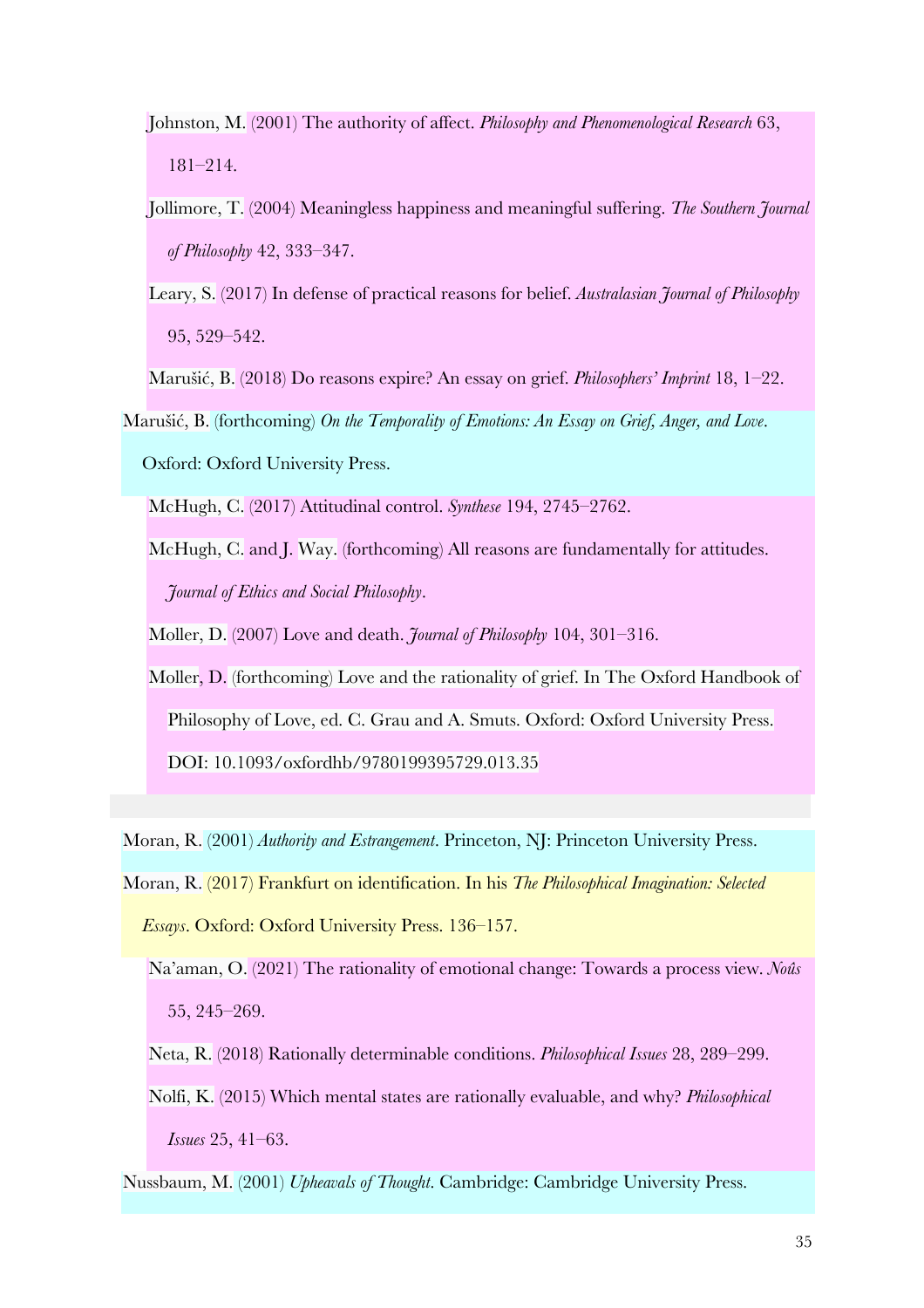Johnston, M. (2001) The authority of affect. *Philosophy and Phenomenological Research* 63, 181–214.

Jollimore, T. (2004) Meaningless happiness and meaningful suffering. *The Southern Journal of Philosophy* 42, 333–347.

Leary, S. (2017) In defense of practical reasons for belief. *Australasian Journal of Philosophy* 95, 529–542.

Marušić, B. (2018) Do reasons expire? An essay on grief. *Philosophers' Imprint* 18, 1–22.

Marušić, B. (forthcoming) *On the Temporality of Emotions: An Essay on Grief, Anger, and Love*. Oxford: Oxford University Press.

McHugh, C. (2017) Attitudinal control. *Synthese* 194, 2745–2762.

McHugh, C. and J. Way. (forthcoming) All reasons are fundamentally for attitudes. *Journal of Ethics and Social Philosophy*.

Moller, D. (2007) Love and death. *Journal of Philosophy* 104, 301–316.

Moller, D. (forthcoming) Love and the rationality of grief. In The Oxford Handbook of Philosophy of Love, ed. C. Grau and A. Smuts. Oxford: Oxford University Press. DOI: 10.1093/oxfordhb/9780199395729.013.35

Moran, R. (2001) *Authority and Estrangement*. Princeton, NJ: Princeton University Press.

Moran, R. (2017) Frankfurt on identification. In his *The Philosophical Imagination: Selected Essays*. Oxford: Oxford University Press. 136–157.

Na'aman, O. (2021) The rationality of emotional change: Towards a process view. *Noûs* 55, 245–269.

Neta, R. (2018) Rationally determinable conditions. *Philosophical Issues* 28, 289–299.

Nolfi, K. (2015) Which mental states are rationally evaluable, and why? *Philosophical Issues* 25, 41–63.

Nussbaum, M. (2001) *Upheavals of Thought*. Cambridge: Cambridge University Press.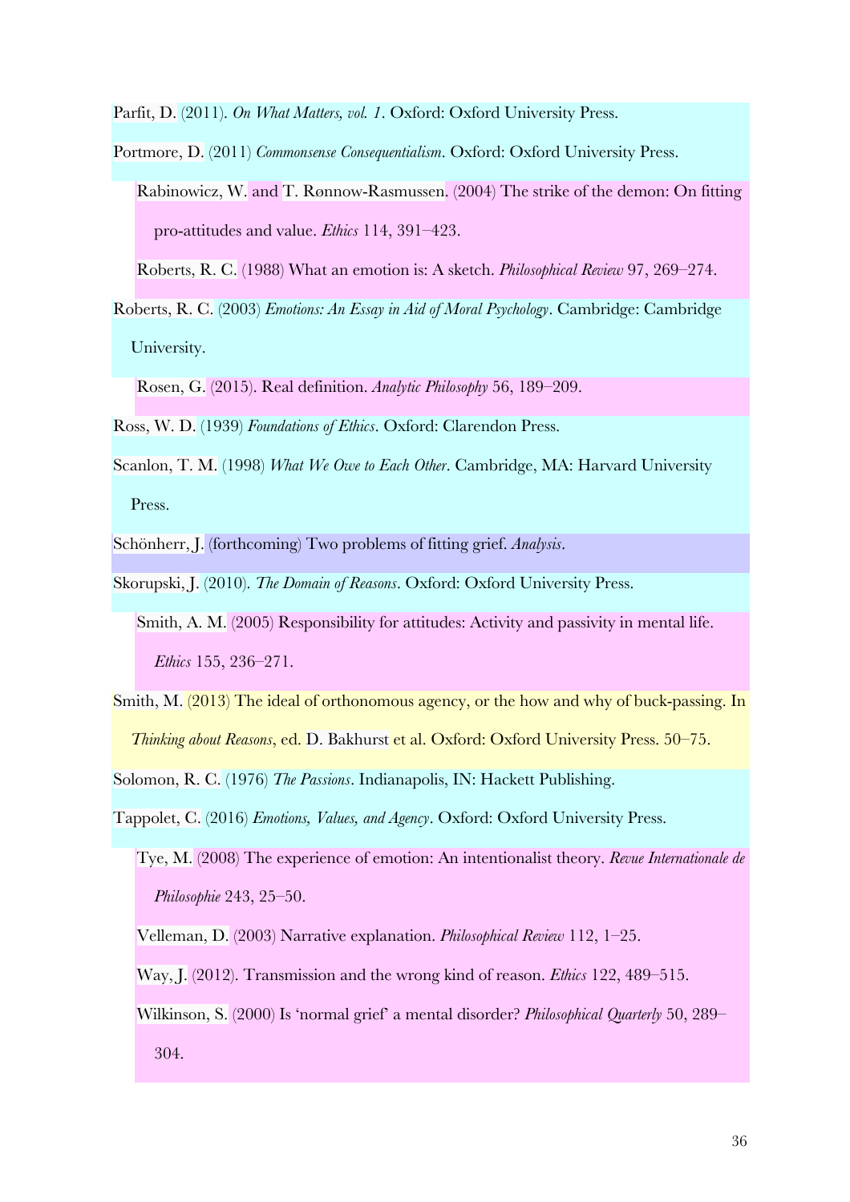Parfit, D. (2011). *On What Matters, vol. 1*. Oxford: Oxford University Press.

Portmore, D. (2011) *Commonsense Consequentialism*. Oxford: Oxford University Press.

Rabinowicz, W. and T. Rønnow-Rasmussen. (2004) The strike of the demon: On fitting pro-attitudes and value. *Ethics* 114, 391–423.

Roberts, R. C. (1988) What an emotion is: A sketch. *Philosophical Review* 97, 269–274.

Roberts, R. C. (2003) *Emotions: An Essay in Aid of Moral Psychology*. Cambridge: Cambridge University.

Rosen, G. (2015). Real definition. *Analytic Philosophy* 56, 189–209.

Ross, W. D. (1939) *Foundations of Ethics*. Oxford: Clarendon Press.

Scanlon, T. M. (1998) *What We Owe to Each Other*. Cambridge, MA: Harvard University Press.

Schönherr, J. (forthcoming) Two problems of fitting grief. *Analysis*.

Skorupski, J. (2010). *The Domain of Reasons*. Oxford: Oxford University Press.

Smith, A. M. (2005) Responsibility for attitudes: Activity and passivity in mental life. *Ethics* 155, 236–271.

Smith, M. (2013) The ideal of orthonomous agency, or the how and why of buck-passing. In *Thinking about Reasons*, ed. D. Bakhurst et al. Oxford: Oxford University Press. 50–75.

Solomon, R. C. (1976) *The Passions*. Indianapolis, IN: Hackett Publishing.

Tappolet, C. (2016) *Emotions, Values, and Agency*. Oxford: Oxford University Press.

Tye, M. (2008) The experience of emotion: An intentionalist theory. *Revue Internationale de Philosophie* 243, 25–50.

Velleman, D. (2003) Narrative explanation. *Philosophical Review* 112, 1–25.

Way, J. (2012). Transmission and the wrong kind of reason. *Ethics* 122, 489–515.

Wilkinson, S. (2000) Is 'normal grief' a mental disorder? *Philosophical Quarterly* 50, 289–304.